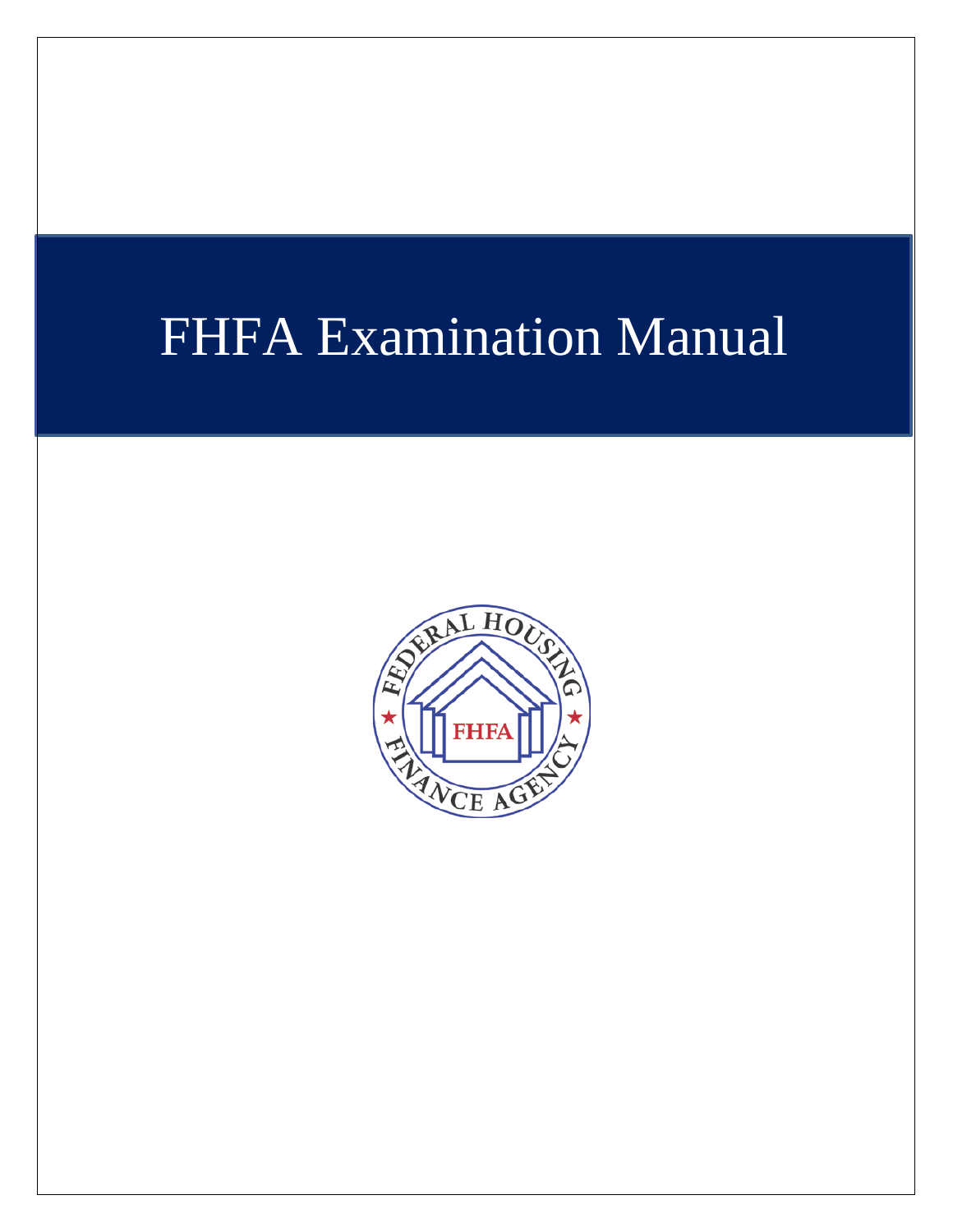# FHFA Examination Manual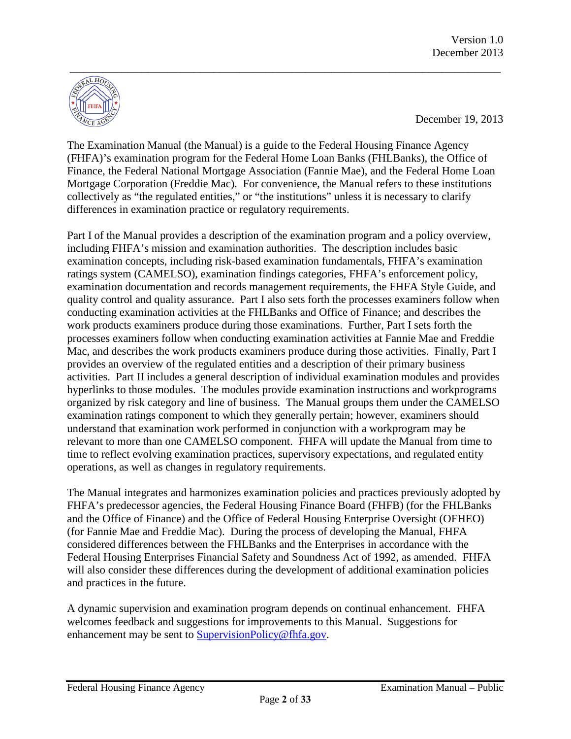December 19, 2013

The Examination Manual (the Manual) is a guide to the Federal Housing Finance Agency (FHFA)'s examination program for the Federal Home Loan Banks (FHLBanks), the Office of Finance, the Federal National Mortgage Association (Fannie Mae), and the Federal Home Loan Mortgage Corporation (Freddie Mac). For convenience, the Manual refers to these institutions collectively as "the regulated entities," or "the institutions" unless it is necessary to clarify differences in examination practice or regulatory requirements.

Part I of the Manual provides a description of the examination program and a policy overview, including FHFA's mission and examination authorities. The description includes basic examination concepts, including risk-based examination fundamentals, FHFA's examination ratings system (CAMELSO), examination findings categories, FHFA's enforcement policy, examination documentation and records management requirements, the FHFA Style Guide, and quality control and quality assurance. Part I also sets forth the processes examiners follow when conducting examination activities at the FHLBanks and Office of Finance; and describes the work products examiners produce during those examinations. Further, Part I sets forth the processes examiners follow when conducting examination activities at Fannie Mae and Freddie Mac, and describes the work products examiners produce during those activities. Finally, Part I provides an overview of the regulated entities and a description of their primary business activities. Part II includes a general description of individual examination modules and provides hyperlinks to those modules. The modules provide examination instructions and workprograms organized by risk category and line of business. The Manual groups them under the CAMELSO examination ratings component to which they generally pertain; however, examiners should understand that examination work performed in conjunction with a workprogram may be relevant to more than one CAMELSO component. FHFA will update the Manual from time to time to reflect evolving examination practices, supervisory expectations, and regulated entity operations, as well as changes in regulatory requirements.

The Manual integrates and harmonizes examination policies and practices previously adopted by FHFA's predecessor agencies, the Federal Housing Finance Board (FHFB) (for the FHLBanks and the Office of Finance) and the Office of Federal Housing Enterprise Oversight (OFHEO) (for Fannie Mae and Freddie Mac). During the process of developing the Manual, FHFA considered differences between the FHLBanks and the Enterprises in accordance with the Federal Housing Enterprises Financial Safety and Soundness Act of 1992, as amended. FHFA will also consider these differences during the development of additional examination policies and practices in the future.

A dynamic supervision and examination program depends on continual enhancement. FHFA welcomes feedback and suggestions for improvements to this Manual. Suggestions for enhancement may be sent to [SupervisionPolicy@fhfa.gov](mailto:SupervisionPolicy@fhfa.gov).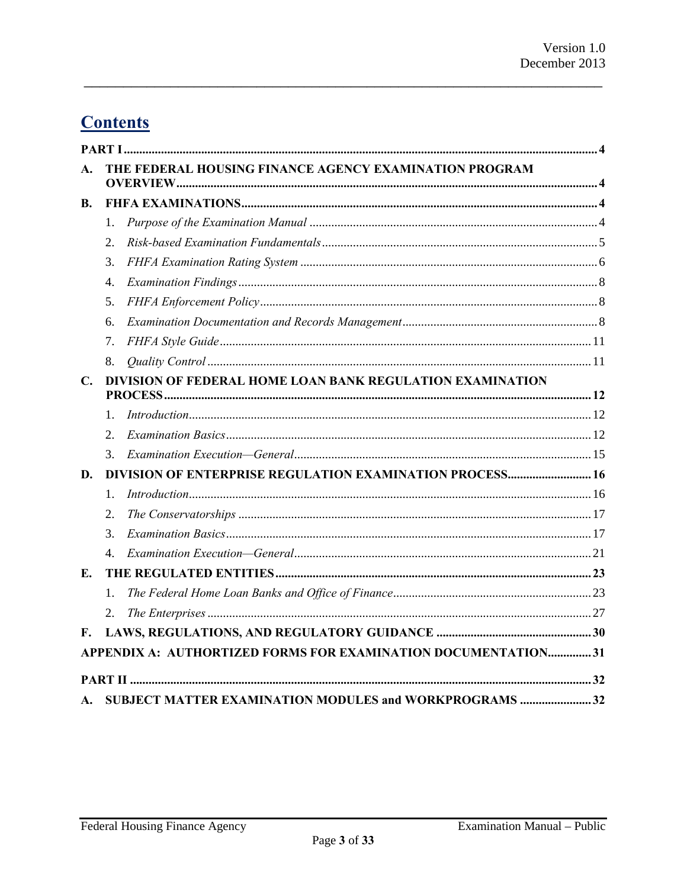# Contents

**PART I** .......... 4

**A. THE FEDERAL HOUSING FINANCE AGENCY EXAMINATION PROGRAM OVERVIEW** .......... 4

**B. FHFA EXAMINATIONS** .......... 4

1. *Purpose of the Examination Manual* .......... 4
2. *Risk-based Examination Fundamentals* .......... 5
3. *FHFA Examination Rating System* .......... 6
4. *Examination Findings* .......... 8
5. *FHFA Enforcement Policy* .......... 8
6. *Examination Documentation and Records Management* .......... 8
7. *FHFA Style Guide* .......... 11
8. *Quality Control* .......... 11

**C. DIVISION OF FEDERAL HOME LOAN BANK REGULATION EXAMINATION PROCESS** .......... 12

1. *Introduction* .......... 12
2. *Examination Basics* .......... 12
3. *Examination Execution—General* .......... 15

**D. DIVISION OF ENTERPRISE REGULATION EXAMINATION PROCESS** .......... 16

1. *Introduction* .......... 16
2. *The Conservatorships* .......... 17
3. *Examination Basics* .......... 17
4. *Examination Execution—General* .......... 21

**E. THE REGULATED ENTITIES** .......... 23

1. *The Federal Home Loan Banks and Office of Finance* .......... 23
2. *The Enterprises* .......... 27

**F. LAWS, REGULATIONS, AND REGULATORY GUIDANCE** .......... 30

**APPENDIX A: AUTHORTIZED FORMS FOR EXAMINATION DOCUMENTATION** .......... 31

**PART II** .......... 32

**A. SUBJECT MATTER EXAMINATION MODULES and WORKPROGRAMS** .......... 32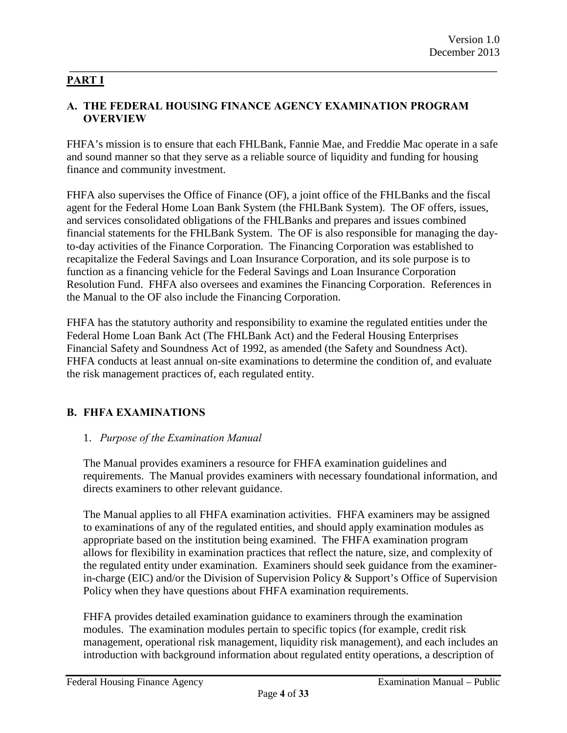## PART I

### A. THE FEDERAL HOUSING FINANCE AGENCY EXAMINATION PROGRAM OVERVIEW

FHFA's mission is to ensure that each FHLBank, Fannie Mae, and Freddie Mac operate in a safe and sound manner so that they serve as a reliable source of liquidity and funding for housing finance and community investment.

FHFA also supervises the Office of Finance (OF), a joint office of the FHLBanks and the fiscal agent for the Federal Home Loan Bank System (the FHLBank System). The OF offers, issues, and services consolidated obligations of the FHLBanks and prepares and issues combined financial statements for the FHLBank System. The OF is also responsible for managing the day-to-day activities of the Finance Corporation. The Financing Corporation was established to recapitalize the Federal Savings and Loan Insurance Corporation, and its sole purpose is to function as a financing vehicle for the Federal Savings and Loan Insurance Corporation Resolution Fund. FHFA also oversees and examines the Financing Corporation. References in the Manual to the OF also include the Financing Corporation.

FHFA has the statutory authority and responsibility to examine the regulated entities under the Federal Home Loan Bank Act (The FHLBank Act) and the Federal Housing Enterprises Financial Safety and Soundness Act of 1992, as amended (the Safety and Soundness Act). FHFA conducts at least annual on-site examinations to determine the condition of, and evaluate the risk management practices of, each regulated entity.

### B. FHFA EXAMINATIONS

#### 1. *Purpose of the Examination Manual*

The Manual provides examiners a resource for FHFA examination guidelines and requirements. The Manual provides examiners with necessary foundational information, and directs examiners to other relevant guidance.

The Manual applies to all FHFA examination activities. FHFA examiners may be assigned to examinations of any of the regulated entities, and should apply examination modules as appropriate based on the institution being examined. The FHFA examination program allows for flexibility in examination practices that reflect the nature, size, and complexity of the regulated entity under examination. Examiners should seek guidance from the examiner-in-charge (EIC) and/or the Division of Supervision Policy & Support's Office of Supervision Policy when they have questions about FHFA examination requirements.

FHFA provides detailed examination guidance to examiners through the examination modules. The examination modules pertain to specific topics (for example, credit risk management, operational risk management, liquidity risk management), and each includes an introduction with background information about regulated entity operations, a description of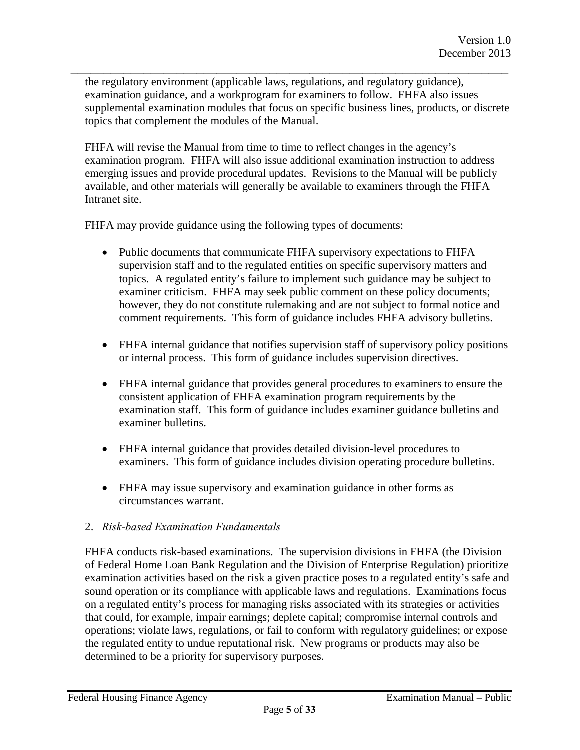the regulatory environment (applicable laws, regulations, and regulatory guidance), examination guidance, and a workprogram for examiners to follow. FHFA also issues supplemental examination modules that focus on specific business lines, products, or discrete topics that complement the modules of the Manual.

FHFA will revise the Manual from time to time to reflect changes in the agency's examination program. FHFA will also issue additional examination instruction to address emerging issues and provide procedural updates. Revisions to the Manual will be publicly available, and other materials will generally be available to examiners through the FHFA Intranet site.

FHFA may provide guidance using the following types of documents:

- Public documents that communicate FHFA supervisory expectations to FHFA supervision staff and to the regulated entities on specific supervisory matters and topics. A regulated entity's failure to implement such guidance may be subject to examiner criticism. FHFA may seek public comment on these policy documents; however, they do not constitute rulemaking and are not subject to formal notice and comment requirements. This form of guidance includes FHFA advisory bulletins.

- FHFA internal guidance that notifies supervision staff of supervisory policy positions or internal process. This form of guidance includes supervision directives.

- FHFA internal guidance that provides general procedures to examiners to ensure the consistent application of FHFA examination program requirements by the examination staff. This form of guidance includes examiner guidance bulletins and examiner bulletins.

- FHFA internal guidance that provides detailed division-level procedures to examiners. This form of guidance includes division operating procedure bulletins.

- FHFA may issue supervisory and examination guidance in other forms as circumstances warrant.

2. *Risk-based Examination Fundamentals*

FHFA conducts risk-based examinations. The supervision divisions in FHFA (the Division of Federal Home Loan Bank Regulation and the Division of Enterprise Regulation) prioritize examination activities based on the risk a given practice poses to a regulated entity's safe and sound operation or its compliance with applicable laws and regulations. Examinations focus on a regulated entity's process for managing risks associated with its strategies or activities that could, for example, impair earnings; deplete capital; compromise internal controls and operations; violate laws, regulations, or fail to conform with regulatory guidelines; or expose the regulated entity to undue reputational risk. New programs or products may also be determined to be a priority for supervisory purposes.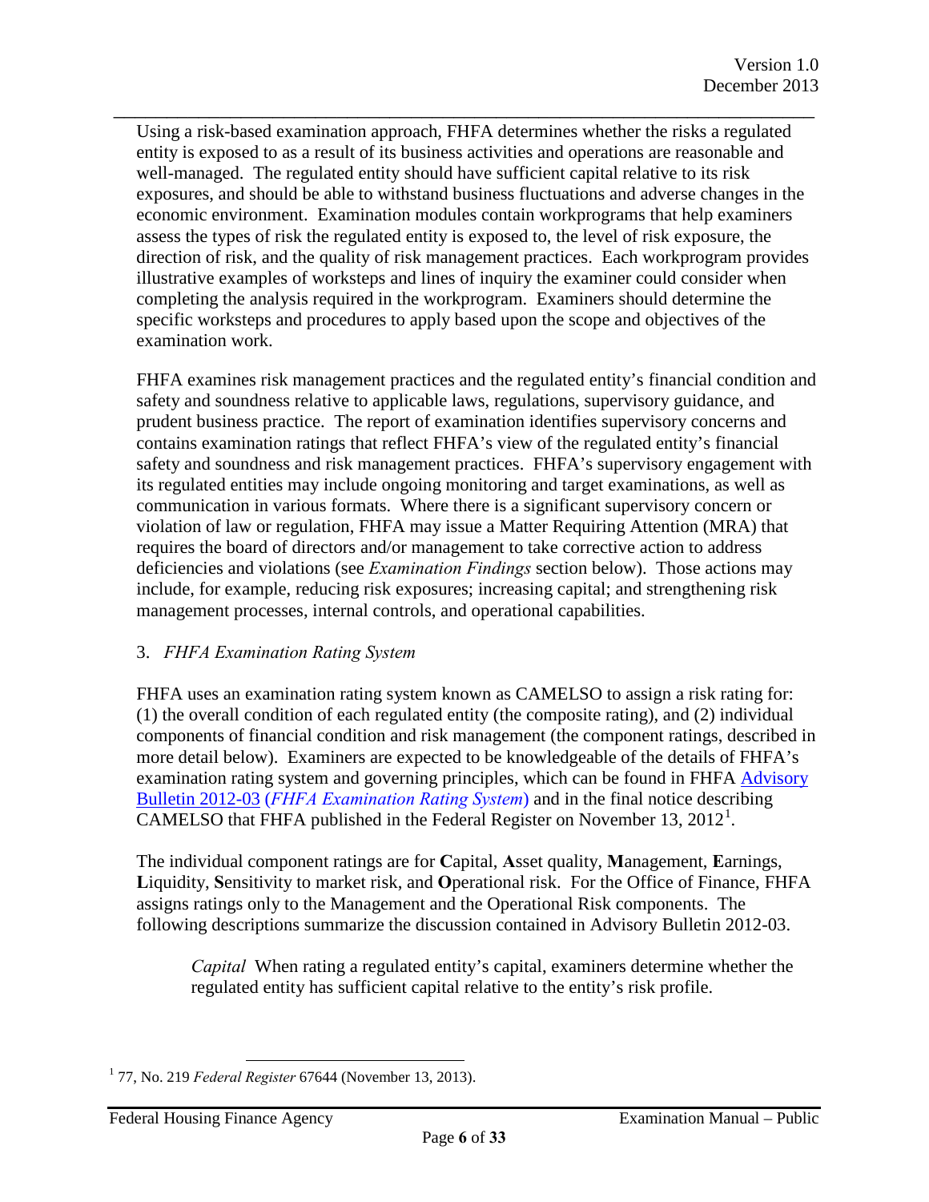Using a risk-based examination approach, FHFA determines whether the risks a regulated entity is exposed to as a result of its business activities and operations are reasonable and well-managed. The regulated entity should have sufficient capital relative to its risk exposures, and should be able to withstand business fluctuations and adverse changes in the economic environment. Examination modules contain workprograms that help examiners assess the types of risk the regulated entity is exposed to, the level of risk exposure, the direction of risk, and the quality of risk management practices. Each workprogram provides illustrative examples of worksteps and lines of inquiry the examiner could consider when completing the analysis required in the workprogram. Examiners should determine the specific worksteps and procedures to apply based upon the scope and objectives of the examination work.

FHFA examines risk management practices and the regulated entity's financial condition and safety and soundness relative to applicable laws, regulations, supervisory guidance, and prudent business practice. The report of examination identifies supervisory concerns and contains examination ratings that reflect FHFA's view of the regulated entity's financial safety and soundness and risk management practices. FHFA's supervisory engagement with its regulated entities may include ongoing monitoring and target examinations, as well as communication in various formats. Where there is a significant supervisory concern or violation of law or regulation, FHFA may issue a Matter Requiring Attention (MRA) that requires the board of directors and/or management to take corrective action to address deficiencies and violations (see *Examination Findings* section below). Those actions may include, for example, reducing risk exposures; increasing capital; and strengthening risk management processes, internal controls, and operational capabilities.

### 3. *FHFA Examination Rating System*

FHFA uses an examination rating system known as CAMELSO to assign a risk rating for: (1) the overall condition of each regulated entity (the composite rating), and (2) individual components of financial condition and risk management (the component ratings, described in more detail below). Examiners are expected to be knowledgeable of the details of FHFA's examination rating system and governing principles, which can be found in FHFA Advisory Bulletin 2012-03 (*FHFA Examination Rating System*) and in the final notice describing CAMELSO that FHFA published in the Federal Register on November 13, 2012[1].

The individual component ratings are for **C**apital, **A**sset quality, **M**anagement, **E**arnings, **L**iquidity, **S**ensitivity to market risk, and **O**perational risk. For the Office of Finance, FHFA assigns ratings only to the Management and the Operational Risk components. The following descriptions summarize the discussion contained in Advisory Bulletin 2012-03.

> *Capital* When rating a regulated entity's capital, examiners determine whether the regulated entity has sufficient capital relative to the entity's risk profile.

---

[1] 77, No. 219 *Federal Register* 67644 (November 13, 2013).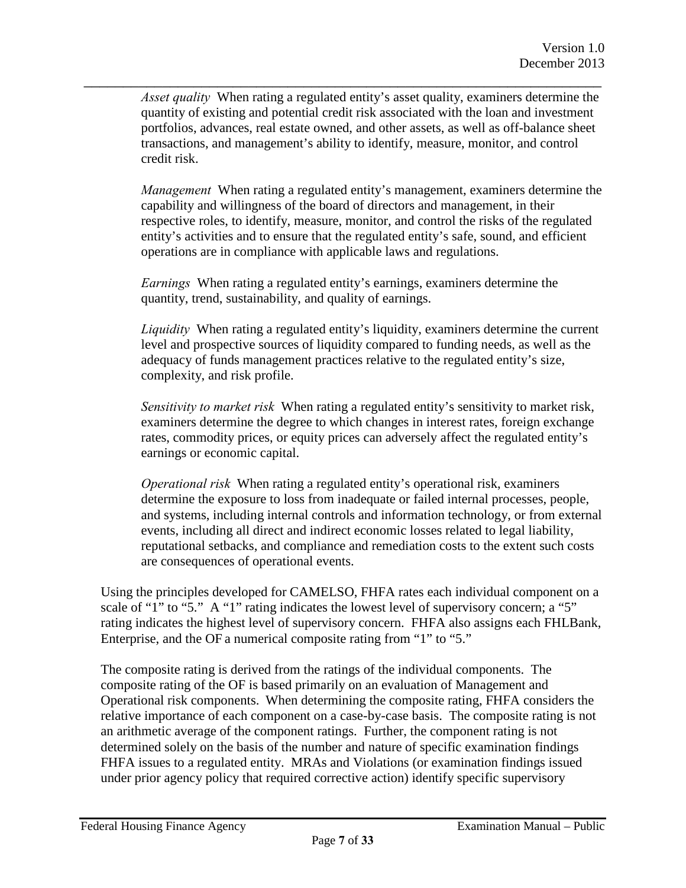*Asset quality* When rating a regulated entity's asset quality, examiners determine the quantity of existing and potential credit risk associated with the loan and investment portfolios, advances, real estate owned, and other assets, as well as off-balance sheet transactions, and management's ability to identify, measure, monitor, and control credit risk.

*Management* When rating a regulated entity's management, examiners determine the capability and willingness of the board of directors and management, in their respective roles, to identify, measure, monitor, and control the risks of the regulated entity's activities and to ensure that the regulated entity's safe, sound, and efficient operations are in compliance with applicable laws and regulations.

*Earnings* When rating a regulated entity's earnings, examiners determine the quantity, trend, sustainability, and quality of earnings.

*Liquidity* When rating a regulated entity's liquidity, examiners determine the current level and prospective sources of liquidity compared to funding needs, as well as the adequacy of funds management practices relative to the regulated entity's size, complexity, and risk profile.

*Sensitivity to market risk* When rating a regulated entity's sensitivity to market risk, examiners determine the degree to which changes in interest rates, foreign exchange rates, commodity prices, or equity prices can adversely affect the regulated entity's earnings or economic capital.

*Operational risk* When rating a regulated entity's operational risk, examiners determine the exposure to loss from inadequate or failed internal processes, people, and systems, including internal controls and information technology, or from external events, including all direct and indirect economic losses related to legal liability, reputational setbacks, and compliance and remediation costs to the extent such costs are consequences of operational events.

Using the principles developed for CAMELSO, FHFA rates each individual component on a scale of "1" to "5." A "1" rating indicates the lowest level of supervisory concern; a "5" rating indicates the highest level of supervisory concern. FHFA also assigns each FHLBank, Enterprise, and the OF a numerical composite rating from "1" to "5."

The composite rating is derived from the ratings of the individual components. The composite rating of the OF is based primarily on an evaluation of Management and Operational risk components. When determining the composite rating, FHFA considers the relative importance of each component on a case-by-case basis. The composite rating is not an arithmetic average of the component ratings. Further, the component rating is not determined solely on the basis of the number and nature of specific examination findings FHFA issues to a regulated entity. MRAs and Violations (or examination findings issued under prior agency policy that required corrective action) identify specific supervisory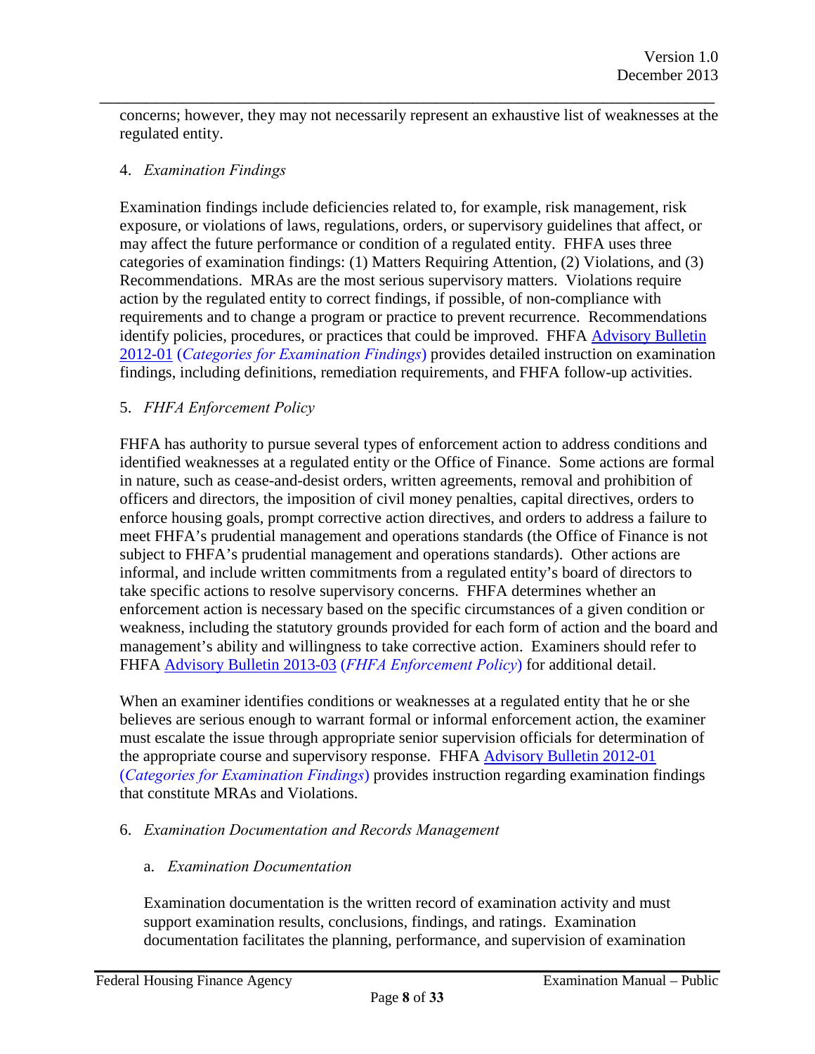concerns; however, they may not necessarily represent an exhaustive list of weaknesses at the regulated entity.

4. *Examination Findings*

Examination findings include deficiencies related to, for example, risk management, risk exposure, or violations of laws, regulations, orders, or supervisory guidelines that affect, or may affect the future performance or condition of a regulated entity. FHFA uses three categories of examination findings: (1) Matters Requiring Attention, (2) Violations, and (3) Recommendations. MRAs are the most serious supervisory matters. Violations require action by the regulated entity to correct findings, if possible, of non-compliance with requirements and to change a program or practice to prevent recurrence. Recommendations identify policies, procedures, or practices that could be improved. FHFA Advisory Bulletin 2012-01 (*Categories for Examination Findings*) provides detailed instruction on examination findings, including definitions, remediation requirements, and FHFA follow-up activities.

5. *FHFA Enforcement Policy*

FHFA has authority to pursue several types of enforcement action to address conditions and identified weaknesses at a regulated entity or the Office of Finance. Some actions are formal in nature, such as cease-and-desist orders, written agreements, removal and prohibition of officers and directors, the imposition of civil money penalties, capital directives, orders to enforce housing goals, prompt corrective action directives, and orders to address a failure to meet FHFA's prudential management and operations standards (the Office of Finance is not subject to FHFA's prudential management and operations standards). Other actions are informal, and include written commitments from a regulated entity's board of directors to take specific actions to resolve supervisory concerns. FHFA determines whether an enforcement action is necessary based on the specific circumstances of a given condition or weakness, including the statutory grounds provided for each form of action and the board and management's ability and willingness to take corrective action. Examiners should refer to FHFA Advisory Bulletin 2013-03 (*FHFA Enforcement Policy*) for additional detail.

When an examiner identifies conditions or weaknesses at a regulated entity that he or she believes are serious enough to warrant formal or informal enforcement action, the examiner must escalate the issue through appropriate senior supervision officials for determination of the appropriate course and supervisory response. FHFA Advisory Bulletin 2012-01 (*Categories for Examination Findings*) provides instruction regarding examination findings that constitute MRAs and Violations.

6. *Examination Documentation and Records Management*

   a. *Examination Documentation*

   Examination documentation is the written record of examination activity and must support examination results, conclusions, findings, and ratings. Examination documentation facilitates the planning, performance, and supervision of examination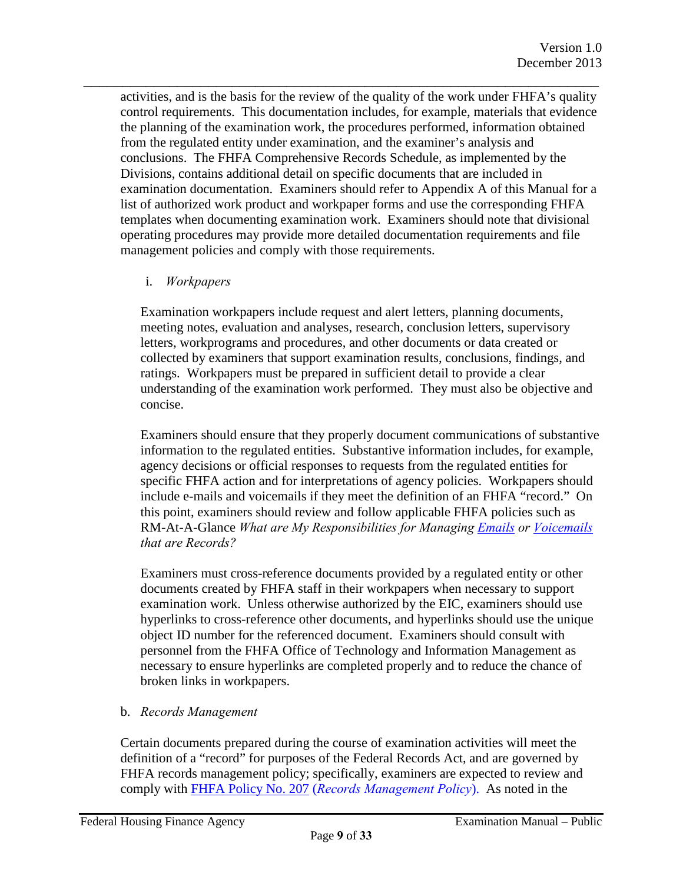activities, and is the basis for the review of the quality of the work under FHFA's quality control requirements. This documentation includes, for example, materials that evidence the planning of the examination work, the procedures performed, information obtained from the regulated entity under examination, and the examiner's analysis and conclusions. The FHFA Comprehensive Records Schedule, as implemented by the Divisions, contains additional detail on specific documents that are included in examination documentation. Examiners should refer to Appendix A of this Manual for a list of authorized work product and workpaper forms and use the corresponding FHFA templates when documenting examination work. Examiners should note that divisional operating procedures may provide more detailed documentation requirements and file management policies and comply with those requirements.

i. *Workpapers*

Examination workpapers include request and alert letters, planning documents, meeting notes, evaluation and analyses, research, conclusion letters, supervisory letters, workprograms and procedures, and other documents or data created or collected by examiners that support examination results, conclusions, findings, and ratings. Workpapers must be prepared in sufficient detail to provide a clear understanding of the examination work performed. They must also be objective and concise.

Examiners should ensure that they properly document communications of substantive information to the regulated entities. Substantive information includes, for example, agency decisions or official responses to requests from the regulated entities for specific FHFA action and for interpretations of agency policies. Workpapers should include e-mails and voicemails if they meet the definition of an FHFA "record." On this point, examiners should review and follow applicable FHFA policies such as RM-At-A-Glance *What are My Responsibilities for Managing Emails or Voicemails that are Records?*

Examiners must cross-reference documents provided by a regulated entity or other documents created by FHFA staff in their workpapers when necessary to support examination work. Unless otherwise authorized by the EIC, examiners should use hyperlinks to cross-reference other documents, and hyperlinks should use the unique object ID number for the referenced document. Examiners should consult with personnel from the FHFA Office of Technology and Information Management as necessary to ensure hyperlinks are completed properly and to reduce the chance of broken links in workpapers.

b. *Records Management*

Certain documents prepared during the course of examination activities will meet the definition of a "record" for purposes of the Federal Records Act, and are governed by FHFA records management policy; specifically, examiners are expected to review and comply with FHFA Policy No. 207 (*Records Management Policy*). As noted in the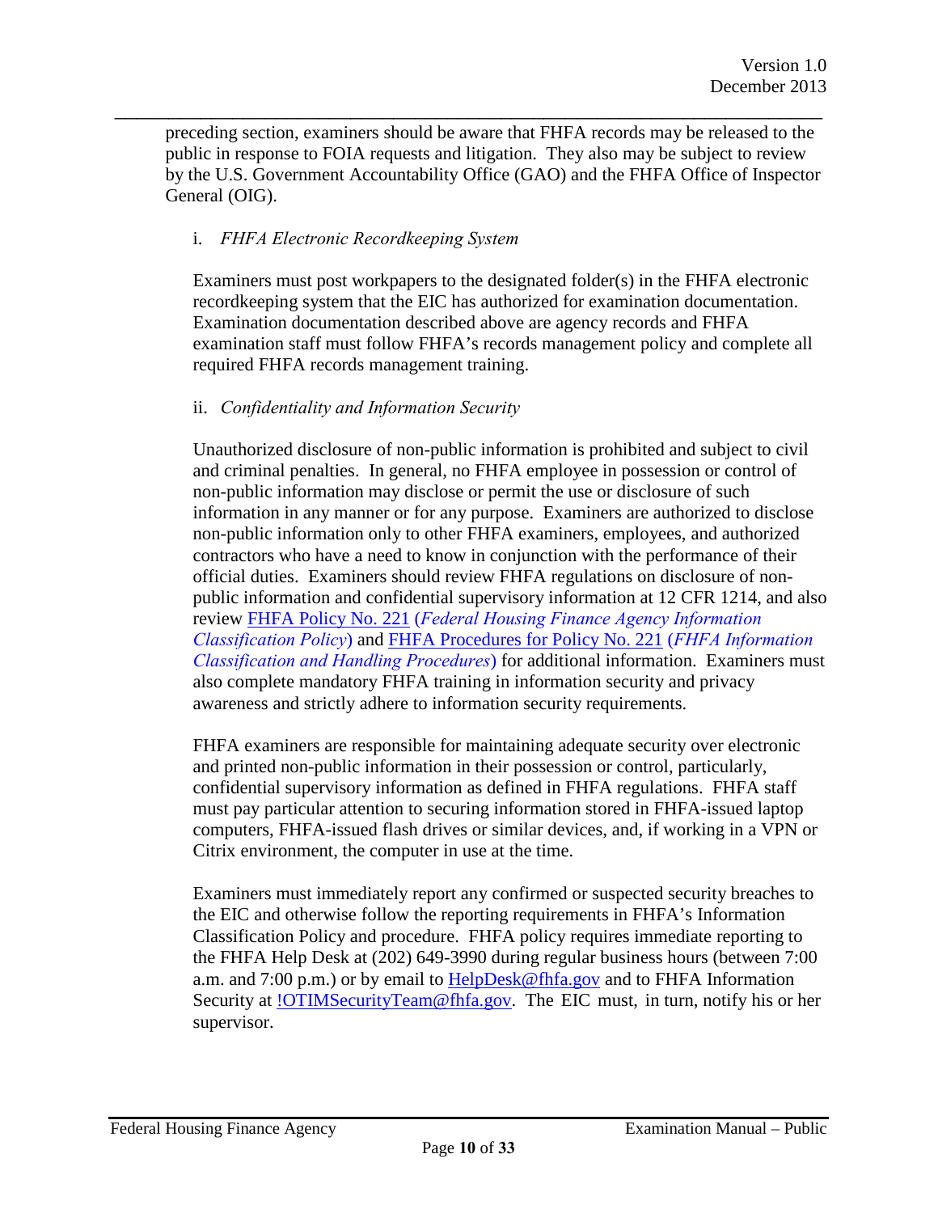preceding section, examiners should be aware that FHFA records may be released to the public in response to FOIA requests and litigation. They also may be subject to review by the U.S. Government Accountability Office (GAO) and the FHFA Office of Inspector General (OIG).

i. *FHFA Electronic Recordkeeping System*

Examiners must post workpapers to the designated folder(s) in the FHFA electronic recordkeeping system that the EIC has authorized for examination documentation. Examination documentation described above are agency records and FHFA examination staff must follow FHFA's records management policy and complete all required FHFA records management training.

ii. *Confidentiality and Information Security*

Unauthorized disclosure of non-public information is prohibited and subject to civil and criminal penalties. In general, no FHFA employee in possession or control of non-public information may disclose or permit the use or disclosure of such information in any manner or for any purpose. Examiners are authorized to disclose non-public information only to other FHFA examiners, employees, and authorized contractors who have a need to know in conjunction with the performance of their official duties. Examiners should review FHFA regulations on disclosure of non-public information and confidential supervisory information at 12 CFR 1214, and also review FHFA Policy No. 221 (*Federal Housing Finance Agency Information Classification Policy*) and FHFA Procedures for Policy No. 221 (*FHFA Information Classification and Handling Procedures*) for additional information. Examiners must also complete mandatory FHFA training in information security and privacy awareness and strictly adhere to information security requirements.

FHFA examiners are responsible for maintaining adequate security over electronic and printed non-public information in their possession or control, particularly, confidential supervisory information as defined in FHFA regulations. FHFA staff must pay particular attention to securing information stored in FHFA-issued laptop computers, FHFA-issued flash drives or similar devices, and, if working in a VPN or Citrix environment, the computer in use at the time.

Examiners must immediately report any confirmed or suspected security breaches to the EIC and otherwise follow the reporting requirements in FHFA's Information Classification Policy and procedure. FHFA policy requires immediate reporting to the FHFA Help Desk at (202) 649-3990 during regular business hours (between 7:00 a.m. and 7:00 p.m.) or by email to HelpDesk@fhfa.gov and to FHFA Information Security at !OTIMSecurityTeam@fhfa.gov. The EIC must, in turn, notify his or her supervisor.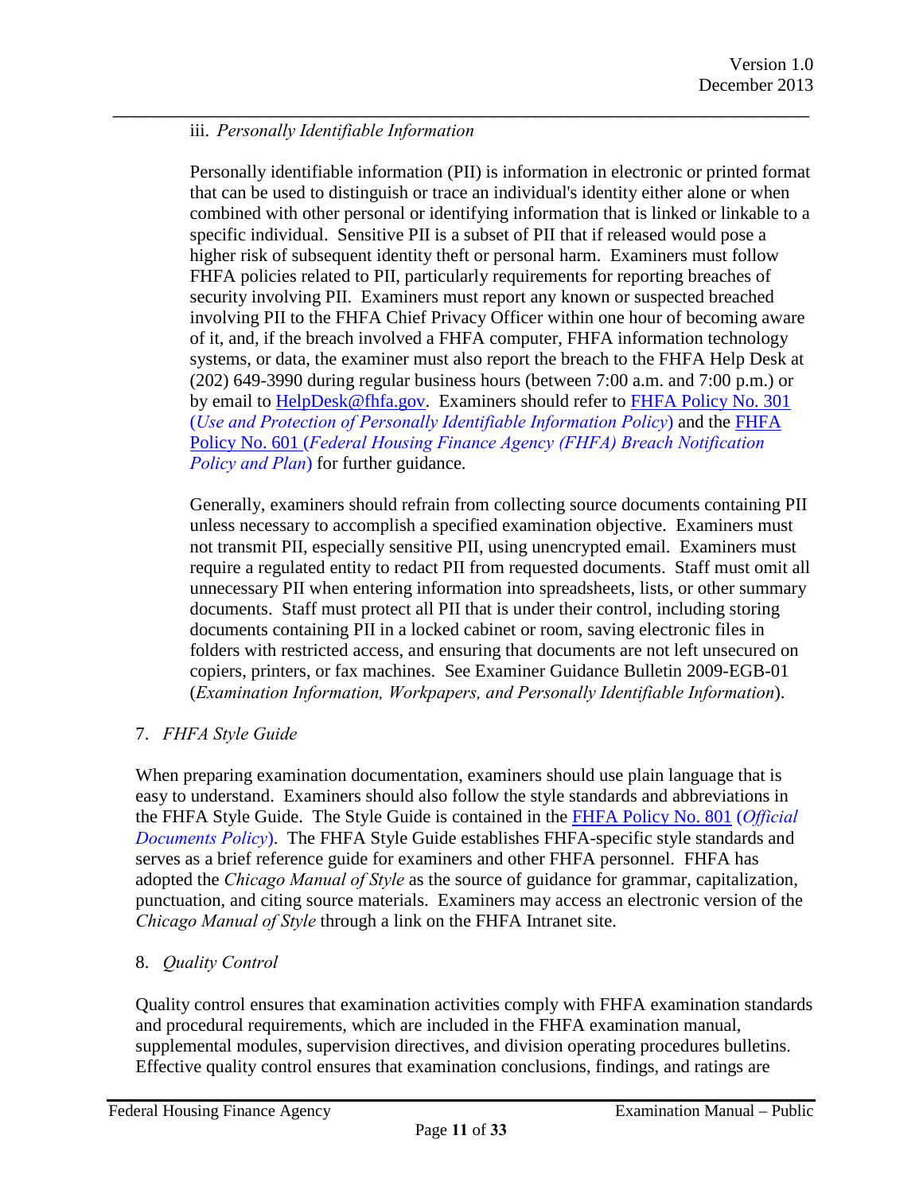iii. *Personally Identifiable Information*

Personally identifiable information (PII) is information in electronic or printed format that can be used to distinguish or trace an individual's identity either alone or when combined with other personal or identifying information that is linked or linkable to a specific individual. Sensitive PII is a subset of PII that if released would pose a higher risk of subsequent identity theft or personal harm. Examiners must follow FHFA policies related to PII, particularly requirements for reporting breaches of security involving PII. Examiners must report any known or suspected breached involving PII to the FHFA Chief Privacy Officer within one hour of becoming aware of it, and, if the breach involved a FHFA computer, FHFA information technology systems, or data, the examiner must also report the breach to the FHFA Help Desk at (202) 649-3990 during regular business hours (between 7:00 a.m. and 7:00 p.m.) or by email to HelpDesk@fhfa.gov. Examiners should refer to FHFA Policy No. 301 (*Use and Protection of Personally Identifiable Information Policy*) and the FHFA Policy No. 601 (*Federal Housing Finance Agency (FHFA) Breach Notification Policy and Plan*) for further guidance.

Generally, examiners should refrain from collecting source documents containing PII unless necessary to accomplish a specified examination objective. Examiners must not transmit PII, especially sensitive PII, using unencrypted email. Examiners must require a regulated entity to redact PII from requested documents. Staff must omit all unnecessary PII when entering information into spreadsheets, lists, or other summary documents. Staff must protect all PII that is under their control, including storing documents containing PII in a locked cabinet or room, saving electronic files in folders with restricted access, and ensuring that documents are not left unsecured on copiers, printers, or fax machines. See Examiner Guidance Bulletin 2009-EGB-01 (*Examination Information, Workpapers, and Personally Identifiable Information*).

7. *FHFA Style Guide*

When preparing examination documentation, examiners should use plain language that is easy to understand. Examiners should also follow the style standards and abbreviations in the FHFA Style Guide. The Style Guide is contained in the FHFA Policy No. 801 (*Official Documents Policy*). The FHFA Style Guide establishes FHFA-specific style standards and serves as a brief reference guide for examiners and other FHFA personnel. FHFA has adopted the *Chicago Manual of Style* as the source of guidance for grammar, capitalization, punctuation, and citing source materials. Examiners may access an electronic version of the *Chicago Manual of Style* through a link on the FHFA Intranet site.

8. *Quality Control*

Quality control ensures that examination activities comply with FHFA examination standards and procedural requirements, which are included in the FHFA examination manual, supplemental modules, supervision directives, and division operating procedures bulletins. Effective quality control ensures that examination conclusions, findings, and ratings are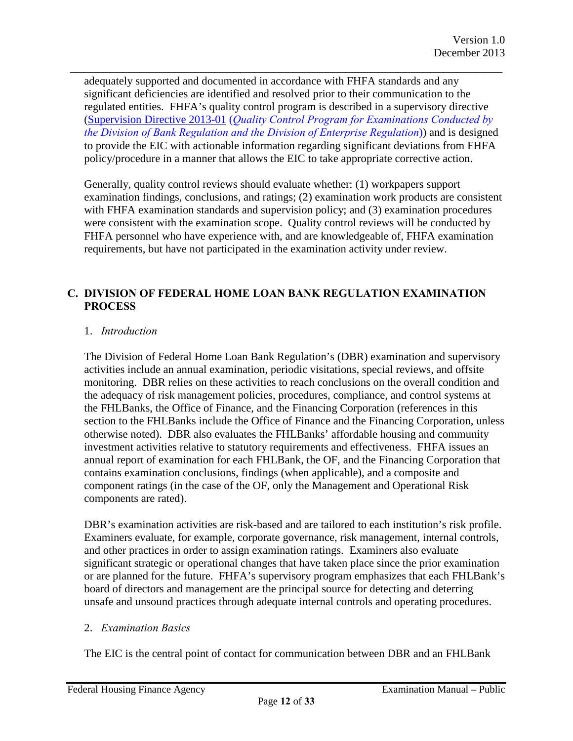adequately supported and documented in accordance with FHFA standards and any significant deficiencies are identified and resolved prior to their communication to the regulated entities. FHFA's quality control program is described in a supervisory directive ([Supervision Directive 2013-01](Supervision Directive 2013-01) (*Quality Control Program for Examinations Conducted by the Division of Bank Regulation and the Division of Enterprise Regulation*)) and is designed to provide the EIC with actionable information regarding significant deviations from FHFA policy/procedure in a manner that allows the EIC to take appropriate corrective action.

Generally, quality control reviews should evaluate whether: (1) workpapers support examination findings, conclusions, and ratings; (2) examination work products are consistent with FHFA examination standards and supervision policy; and (3) examination procedures were consistent with the examination scope. Quality control reviews will be conducted by FHFA personnel who have experience with, and are knowledgeable of, FHFA examination requirements, but have not participated in the examination activity under review.

## C. DIVISION OF FEDERAL HOME LOAN BANK REGULATION EXAMINATION PROCESS

### 1. *Introduction*

The Division of Federal Home Loan Bank Regulation's (DBR) examination and supervisory activities include an annual examination, periodic visitations, special reviews, and offsite monitoring. DBR relies on these activities to reach conclusions on the overall condition and the adequacy of risk management policies, procedures, compliance, and control systems at the FHLBanks, the Office of Finance, and the Financing Corporation (references in this section to the FHLBanks include the Office of Finance and the Financing Corporation, unless otherwise noted). DBR also evaluates the FHLBanks' affordable housing and community investment activities relative to statutory requirements and effectiveness. FHFA issues an annual report of examination for each FHLBank, the OF, and the Financing Corporation that contains examination conclusions, findings (when applicable), and a composite and component ratings (in the case of the OF, only the Management and Operational Risk components are rated).

DBR's examination activities are risk-based and are tailored to each institution's risk profile. Examiners evaluate, for example, corporate governance, risk management, internal controls, and other practices in order to assign examination ratings. Examiners also evaluate significant strategic or operational changes that have taken place since the prior examination or are planned for the future. FHFA's supervisory program emphasizes that each FHLBank's board of directors and management are the principal source for detecting and deterring unsafe and unsound practices through adequate internal controls and operating procedures.

### 2. *Examination Basics*

The EIC is the central point of contact for communication between DBR and an FHLBank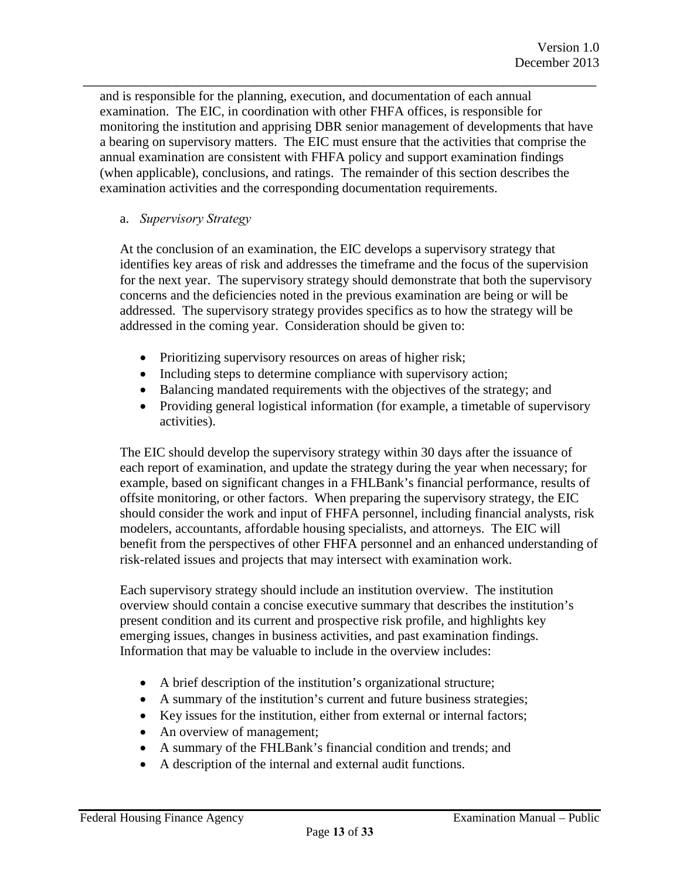and is responsible for the planning, execution, and documentation of each annual examination. The EIC, in coordination with other FHFA offices, is responsible for monitoring the institution and apprising DBR senior management of developments that have a bearing on supervisory matters. The EIC must ensure that the activities that comprise the annual examination are consistent with FHFA policy and support examination findings (when applicable), conclusions, and ratings. The remainder of this section describes the examination activities and the corresponding documentation requirements.

a. *Supervisory Strategy*

At the conclusion of an examination, the EIC develops a supervisory strategy that identifies key areas of risk and addresses the timeframe and the focus of the supervision for the next year. The supervisory strategy should demonstrate that both the supervisory concerns and the deficiencies noted in the previous examination are being or will be addressed. The supervisory strategy provides specifics as to how the strategy will be addressed in the coming year. Consideration should be given to:

- Prioritizing supervisory resources on areas of higher risk;
- Including steps to determine compliance with supervisory action;
- Balancing mandated requirements with the objectives of the strategy; and
- Providing general logistical information (for example, a timetable of supervisory activities).

The EIC should develop the supervisory strategy within 30 days after the issuance of each report of examination, and update the strategy during the year when necessary; for example, based on significant changes in a FHLBank's financial performance, results of offsite monitoring, or other factors. When preparing the supervisory strategy, the EIC should consider the work and input of FHFA personnel, including financial analysts, risk modelers, accountants, affordable housing specialists, and attorneys. The EIC will benefit from the perspectives of other FHFA personnel and an enhanced understanding of risk-related issues and projects that may intersect with examination work.

Each supervisory strategy should include an institution overview. The institution overview should contain a concise executive summary that describes the institution's present condition and its current and prospective risk profile, and highlights key emerging issues, changes in business activities, and past examination findings. Information that may be valuable to include in the overview includes:

- A brief description of the institution's organizational structure;
- A summary of the institution's current and future business strategies;
- Key issues for the institution, either from external or internal factors;
- An overview of management;
- A summary of the FHLBank's financial condition and trends; and
- A description of the internal and external audit functions.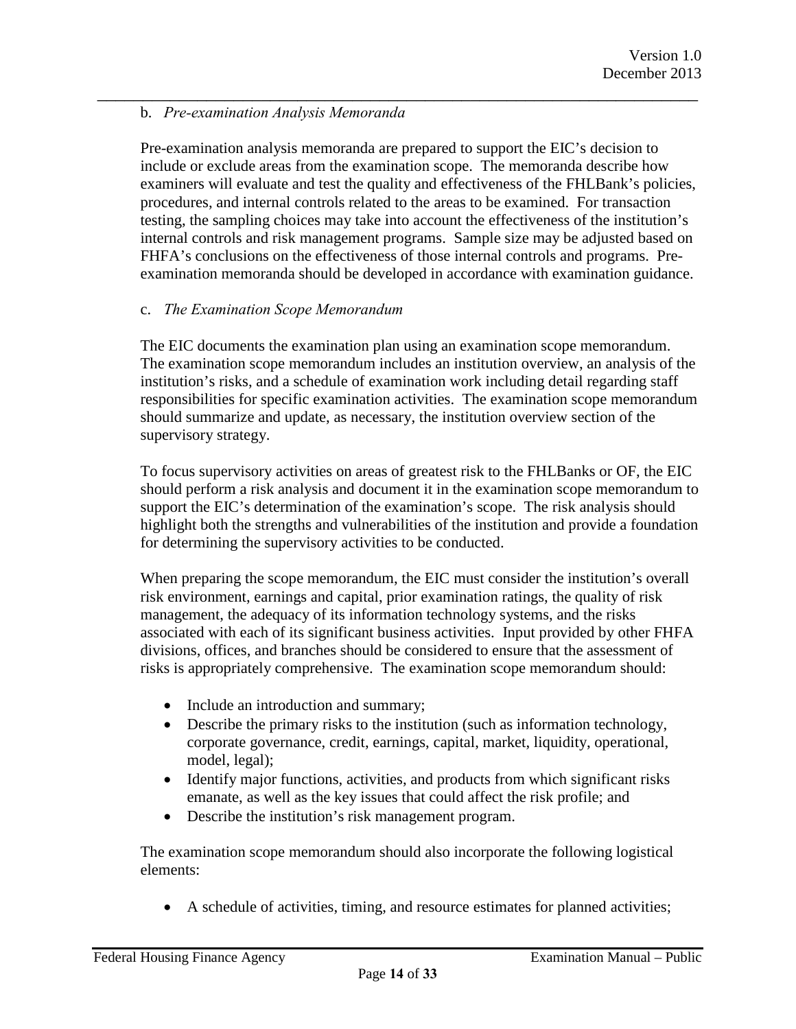b. *Pre-examination Analysis Memoranda*

Pre-examination analysis memoranda are prepared to support the EIC's decision to include or exclude areas from the examination scope. The memoranda describe how examiners will evaluate and test the quality and effectiveness of the FHLBank's policies, procedures, and internal controls related to the areas to be examined. For transaction testing, the sampling choices may take into account the effectiveness of the institution's internal controls and risk management programs. Sample size may be adjusted based on FHFA's conclusions on the effectiveness of those internal controls and programs. Pre-examination memoranda should be developed in accordance with examination guidance.

c. *The Examination Scope Memorandum*

The EIC documents the examination plan using an examination scope memorandum. The examination scope memorandum includes an institution overview, an analysis of the institution's risks, and a schedule of examination work including detail regarding staff responsibilities for specific examination activities. The examination scope memorandum should summarize and update, as necessary, the institution overview section of the supervisory strategy.

To focus supervisory activities on areas of greatest risk to the FHLBanks or OF, the EIC should perform a risk analysis and document it in the examination scope memorandum to support the EIC's determination of the examination's scope. The risk analysis should highlight both the strengths and vulnerabilities of the institution and provide a foundation for determining the supervisory activities to be conducted.

When preparing the scope memorandum, the EIC must consider the institution's overall risk environment, earnings and capital, prior examination ratings, the quality of risk management, the adequacy of its information technology systems, and the risks associated with each of its significant business activities. Input provided by other FHFA divisions, offices, and branches should be considered to ensure that the assessment of risks is appropriately comprehensive. The examination scope memorandum should:

- Include an introduction and summary;
- Describe the primary risks to the institution (such as information technology, corporate governance, credit, earnings, capital, market, liquidity, operational, model, legal);
- Identify major functions, activities, and products from which significant risks emanate, as well as the key issues that could affect the risk profile; and
- Describe the institution's risk management program.

The examination scope memorandum should also incorporate the following logistical elements:

- A schedule of activities, timing, and resource estimates for planned activities;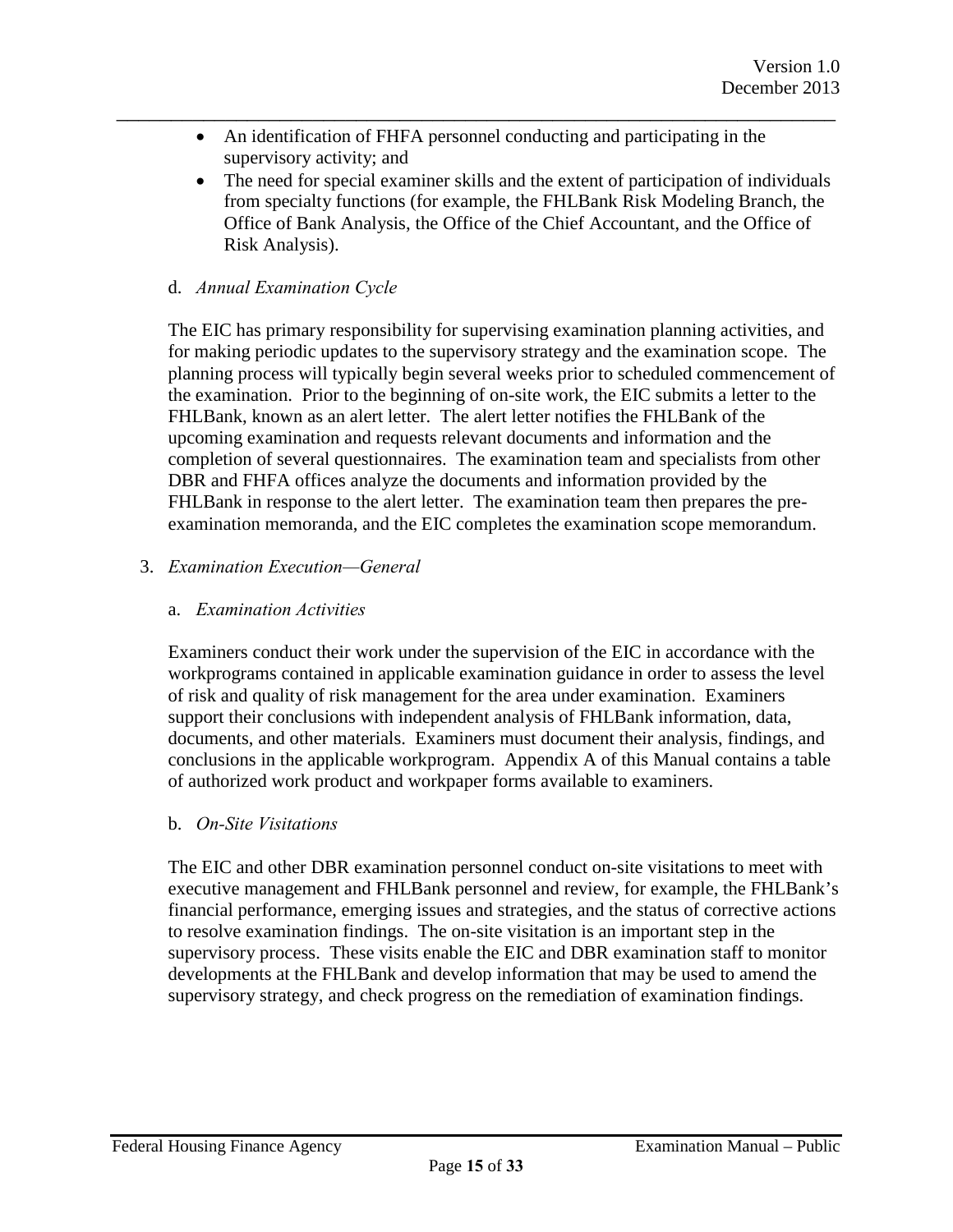- An identification of FHFA personnel conducting and participating in the supervisory activity; and
- The need for special examiner skills and the extent of participation of individuals from specialty functions (for example, the FHLBank Risk Modeling Branch, the Office of Bank Analysis, the Office of the Chief Accountant, and the Office of Risk Analysis).

d. *Annual Examination Cycle*

The EIC has primary responsibility for supervising examination planning activities, and for making periodic updates to the supervisory strategy and the examination scope. The planning process will typically begin several weeks prior to scheduled commencement of the examination. Prior to the beginning of on-site work, the EIC submits a letter to the FHLBank, known as an alert letter. The alert letter notifies the FHLBank of the upcoming examination and requests relevant documents and information and the completion of several questionnaires. The examination team and specialists from other DBR and FHFA offices analyze the documents and information provided by the FHLBank in response to the alert letter. The examination team then prepares the pre-examination memoranda, and the EIC completes the examination scope memorandum.

3. *Examination Execution—General*

a. *Examination Activities*

Examiners conduct their work under the supervision of the EIC in accordance with the workprograms contained in applicable examination guidance in order to assess the level of risk and quality of risk management for the area under examination. Examiners support their conclusions with independent analysis of FHLBank information, data, documents, and other materials. Examiners must document their analysis, findings, and conclusions in the applicable workprogram. Appendix A of this Manual contains a table of authorized work product and workpaper forms available to examiners.

b. *On-Site Visitations*

The EIC and other DBR examination personnel conduct on-site visitations to meet with executive management and FHLBank personnel and review, for example, the FHLBank's financial performance, emerging issues and strategies, and the status of corrective actions to resolve examination findings. The on-site visitation is an important step in the supervisory process. These visits enable the EIC and DBR examination staff to monitor developments at the FHLBank and develop information that may be used to amend the supervisory strategy, and check progress on the remediation of examination findings.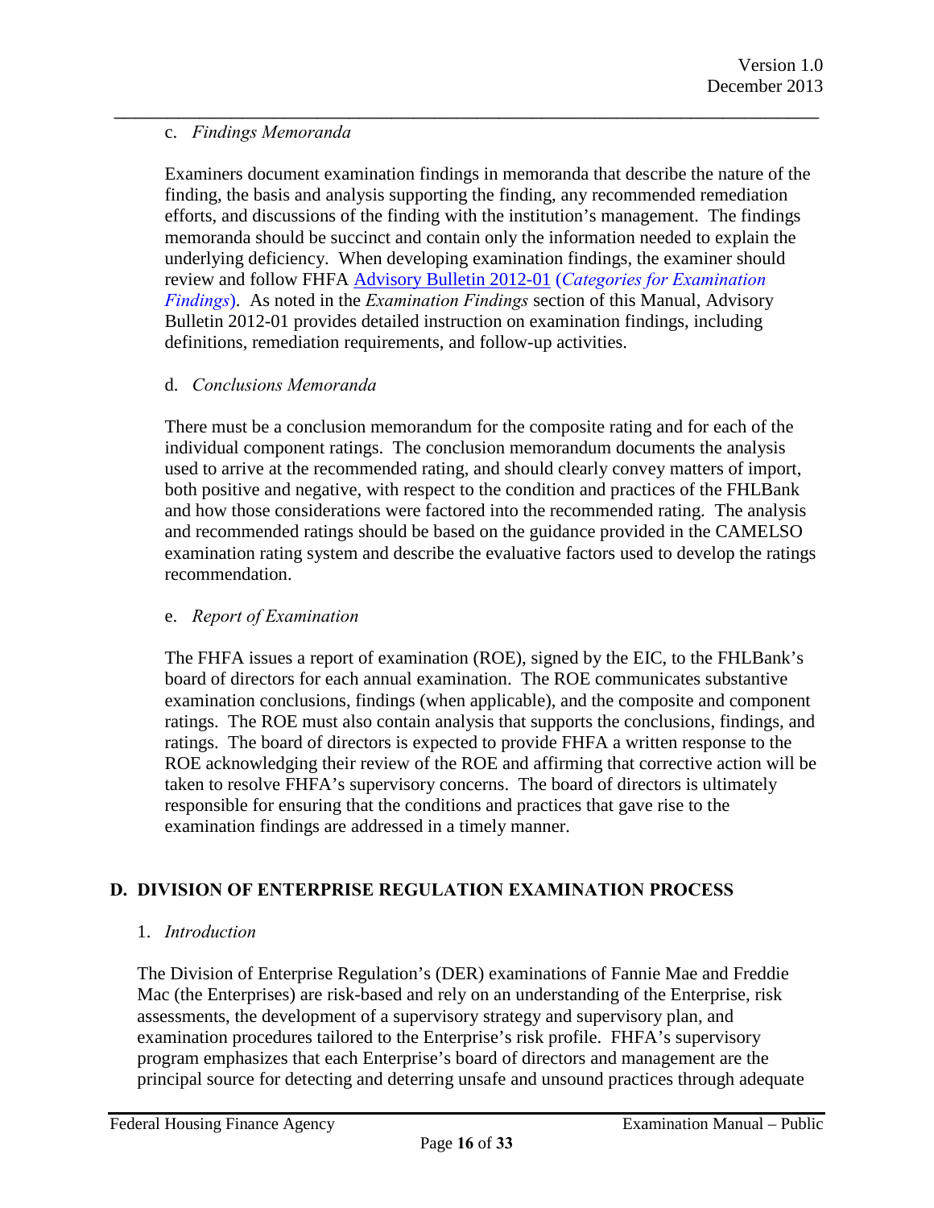c. *Findings Memoranda*

Examiners document examination findings in memoranda that describe the nature of the finding, the basis and analysis supporting the finding, any recommended remediation efforts, and discussions of the finding with the institution's management. The findings memoranda should be succinct and contain only the information needed to explain the underlying deficiency. When developing examination findings, the examiner should review and follow FHFA Advisory Bulletin 2012-01 (*Categories for Examination Findings*). As noted in the *Examination Findings* section of this Manual, Advisory Bulletin 2012-01 provides detailed instruction on examination findings, including definitions, remediation requirements, and follow-up activities.

d. *Conclusions Memoranda*

There must be a conclusion memorandum for the composite rating and for each of the individual component ratings. The conclusion memorandum documents the analysis used to arrive at the recommended rating, and should clearly convey matters of import, both positive and negative, with respect to the condition and practices of the FHLBank and how those considerations were factored into the recommended rating. The analysis and recommended ratings should be based on the guidance provided in the CAMELSO examination rating system and describe the evaluative factors used to develop the ratings recommendation.

e. *Report of Examination*

The FHFA issues a report of examination (ROE), signed by the EIC, to the FHLBank's board of directors for each annual examination. The ROE communicates substantive examination conclusions, findings (when applicable), and the composite and component ratings. The ROE must also contain analysis that supports the conclusions, findings, and ratings. The board of directors is expected to provide FHFA a written response to the ROE acknowledging their review of the ROE and affirming that corrective action will be taken to resolve FHFA's supervisory concerns. The board of directors is ultimately responsible for ensuring that the conditions and practices that gave rise to the examination findings are addressed in a timely manner.

## D. DIVISION OF ENTERPRISE REGULATION EXAMINATION PROCESS

1. *Introduction*

The Division of Enterprise Regulation's (DER) examinations of Fannie Mae and Freddie Mac (the Enterprises) are risk-based and rely on an understanding of the Enterprise, risk assessments, the development of a supervisory strategy and supervisory plan, and examination procedures tailored to the Enterprise's risk profile. FHFA's supervisory program emphasizes that each Enterprise's board of directors and management are the principal source for detecting and deterring unsafe and unsound practices through adequate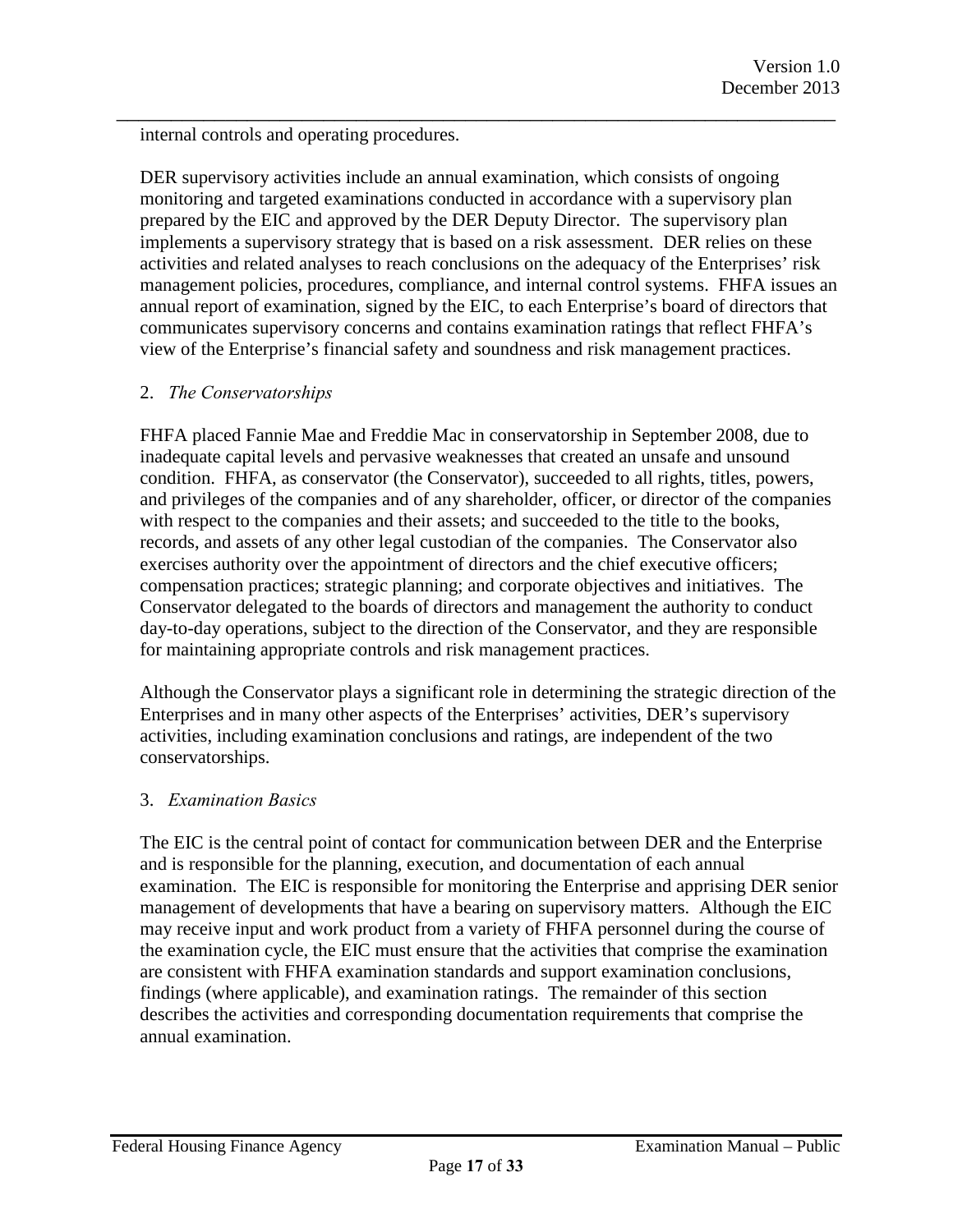internal controls and operating procedures.

DER supervisory activities include an annual examination, which consists of ongoing monitoring and targeted examinations conducted in accordance with a supervisory plan prepared by the EIC and approved by the DER Deputy Director. The supervisory plan implements a supervisory strategy that is based on a risk assessment. DER relies on these activities and related analyses to reach conclusions on the adequacy of the Enterprises' risk management policies, procedures, compliance, and internal control systems. FHFA issues an annual report of examination, signed by the EIC, to each Enterprise's board of directors that communicates supervisory concerns and contains examination ratings that reflect FHFA's view of the Enterprise's financial safety and soundness and risk management practices.

2. *The Conservatorships*

FHFA placed Fannie Mae and Freddie Mac in conservatorship in September 2008, due to inadequate capital levels and pervasive weaknesses that created an unsafe and unsound condition. FHFA, as conservator (the Conservator), succeeded to all rights, titles, powers, and privileges of the companies and of any shareholder, officer, or director of the companies with respect to the companies and their assets; and succeeded to the title to the books, records, and assets of any other legal custodian of the companies. The Conservator also exercises authority over the appointment of directors and the chief executive officers; compensation practices; strategic planning; and corporate objectives and initiatives. The Conservator delegated to the boards of directors and management the authority to conduct day-to-day operations, subject to the direction of the Conservator, and they are responsible for maintaining appropriate controls and risk management practices.

Although the Conservator plays a significant role in determining the strategic direction of the Enterprises and in many other aspects of the Enterprises' activities, DER's supervisory activities, including examination conclusions and ratings, are independent of the two conservatorships.

3. *Examination Basics*

The EIC is the central point of contact for communication between DER and the Enterprise and is responsible for the planning, execution, and documentation of each annual examination. The EIC is responsible for monitoring the Enterprise and apprising DER senior management of developments that have a bearing on supervisory matters. Although the EIC may receive input and work product from a variety of FHFA personnel during the course of the examination cycle, the EIC must ensure that the activities that comprise the examination are consistent with FHFA examination standards and support examination conclusions, findings (where applicable), and examination ratings. The remainder of this section describes the activities and corresponding documentation requirements that comprise the annual examination.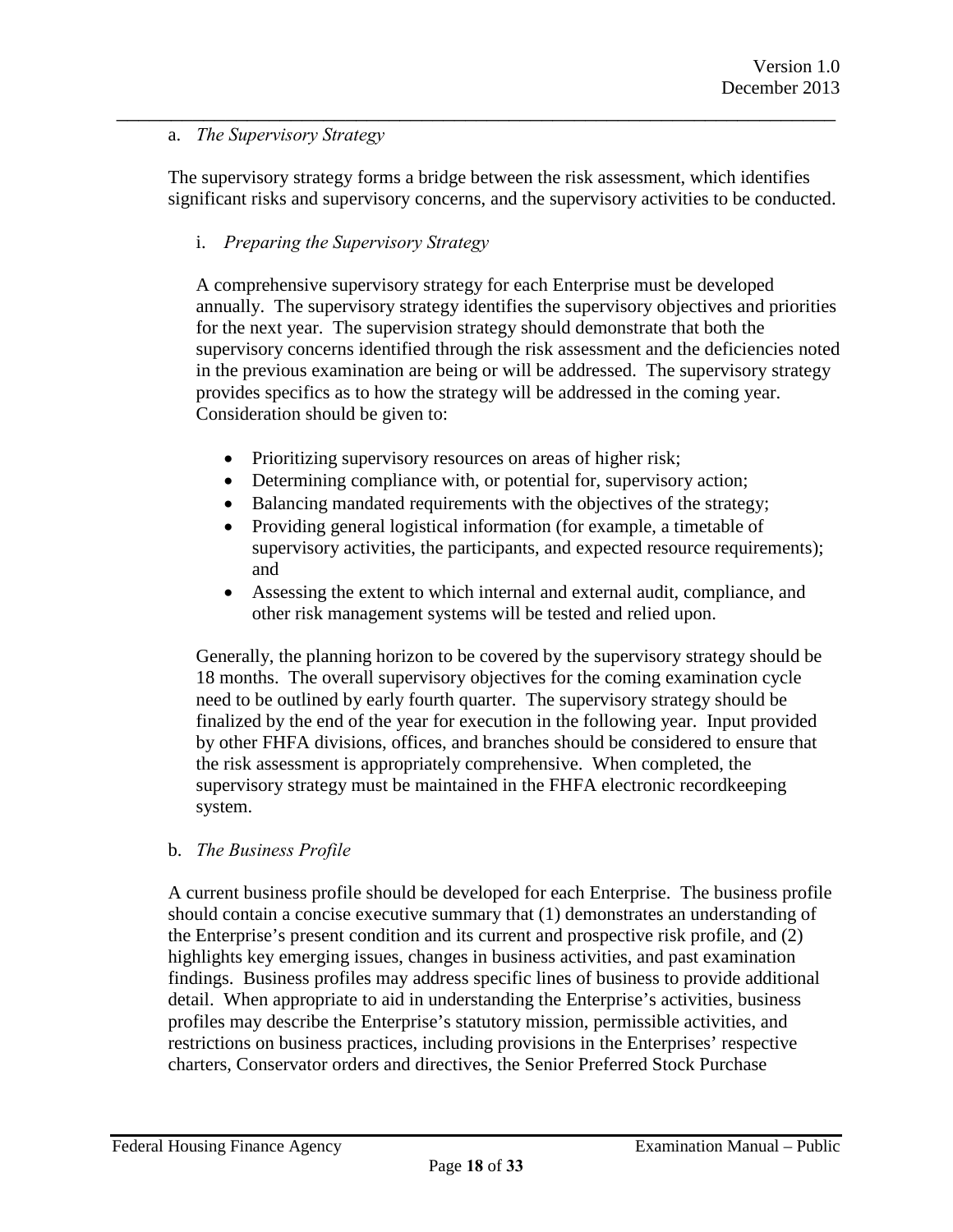a. *The Supervisory Strategy*

The supervisory strategy forms a bridge between the risk assessment, which identifies significant risks and supervisory concerns, and the supervisory activities to be conducted.

i. *Preparing the Supervisory Strategy*

A comprehensive supervisory strategy for each Enterprise must be developed annually. The supervisory strategy identifies the supervisory objectives and priorities for the next year. The supervision strategy should demonstrate that both the supervisory concerns identified through the risk assessment and the deficiencies noted in the previous examination are being or will be addressed. The supervisory strategy provides specifics as to how the strategy will be addressed in the coming year. Consideration should be given to:

- Prioritizing supervisory resources on areas of higher risk;
- Determining compliance with, or potential for, supervisory action;
- Balancing mandated requirements with the objectives of the strategy;
- Providing general logistical information (for example, a timetable of supervisory activities, the participants, and expected resource requirements); and
- Assessing the extent to which internal and external audit, compliance, and other risk management systems will be tested and relied upon.

Generally, the planning horizon to be covered by the supervisory strategy should be 18 months. The overall supervisory objectives for the coming examination cycle need to be outlined by early fourth quarter. The supervisory strategy should be finalized by the end of the year for execution in the following year. Input provided by other FHFA divisions, offices, and branches should be considered to ensure that the risk assessment is appropriately comprehensive. When completed, the supervisory strategy must be maintained in the FHFA electronic recordkeeping system.

b. *The Business Profile*

A current business profile should be developed for each Enterprise. The business profile should contain a concise executive summary that (1) demonstrates an understanding of the Enterprise's present condition and its current and prospective risk profile, and (2) highlights key emerging issues, changes in business activities, and past examination findings. Business profiles may address specific lines of business to provide additional detail. When appropriate to aid in understanding the Enterprise's activities, business profiles may describe the Enterprise's statutory mission, permissible activities, and restrictions on business practices, including provisions in the Enterprises' respective charters, Conservator orders and directives, the Senior Preferred Stock Purchase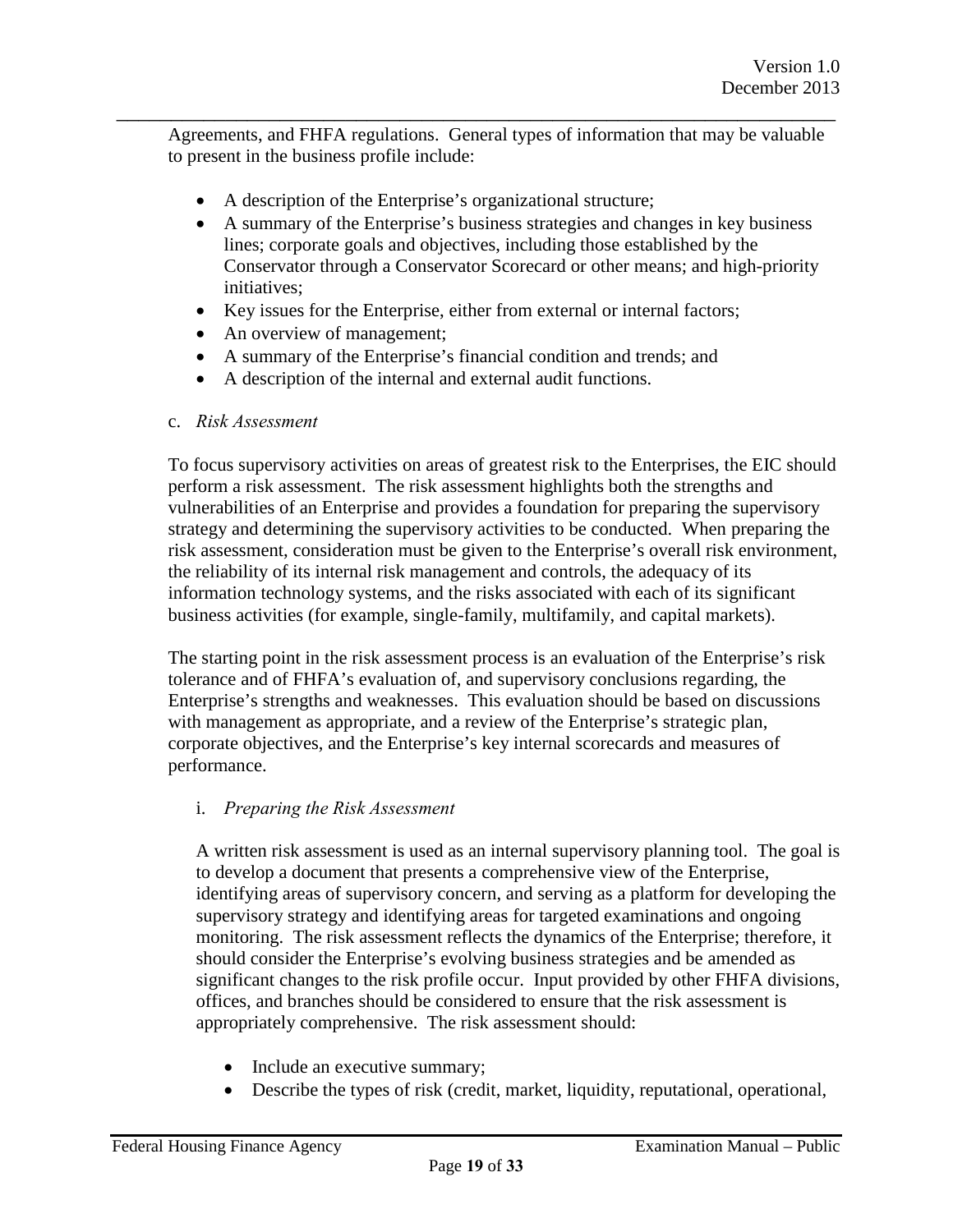Agreements, and FHFA regulations. General types of information that may be valuable to present in the business profile include:

- A description of the Enterprise's organizational structure;
- A summary of the Enterprise's business strategies and changes in key business lines; corporate goals and objectives, including those established by the Conservator through a Conservator Scorecard or other means; and high-priority initiatives;
- Key issues for the Enterprise, either from external or internal factors;
- An overview of management;
- A summary of the Enterprise's financial condition and trends; and
- A description of the internal and external audit functions.

c. *Risk Assessment*

To focus supervisory activities on areas of greatest risk to the Enterprises, the EIC should perform a risk assessment. The risk assessment highlights both the strengths and vulnerabilities of an Enterprise and provides a foundation for preparing the supervisory strategy and determining the supervisory activities to be conducted. When preparing the risk assessment, consideration must be given to the Enterprise's overall risk environment, the reliability of its internal risk management and controls, the adequacy of its information technology systems, and the risks associated with each of its significant business activities (for example, single-family, multifamily, and capital markets).

The starting point in the risk assessment process is an evaluation of the Enterprise's risk tolerance and of FHFA's evaluation of, and supervisory conclusions regarding, the Enterprise's strengths and weaknesses. This evaluation should be based on discussions with management as appropriate, and a review of the Enterprise's strategic plan, corporate objectives, and the Enterprise's key internal scorecards and measures of performance.

i. *Preparing the Risk Assessment*

A written risk assessment is used as an internal supervisory planning tool. The goal is to develop a document that presents a comprehensive view of the Enterprise, identifying areas of supervisory concern, and serving as a platform for developing the supervisory strategy and identifying areas for targeted examinations and ongoing monitoring. The risk assessment reflects the dynamics of the Enterprise; therefore, it should consider the Enterprise's evolving business strategies and be amended as significant changes to the risk profile occur. Input provided by other FHFA divisions, offices, and branches should be considered to ensure that the risk assessment is appropriately comprehensive. The risk assessment should:

- Include an executive summary;
- Describe the types of risk (credit, market, liquidity, reputational, operational,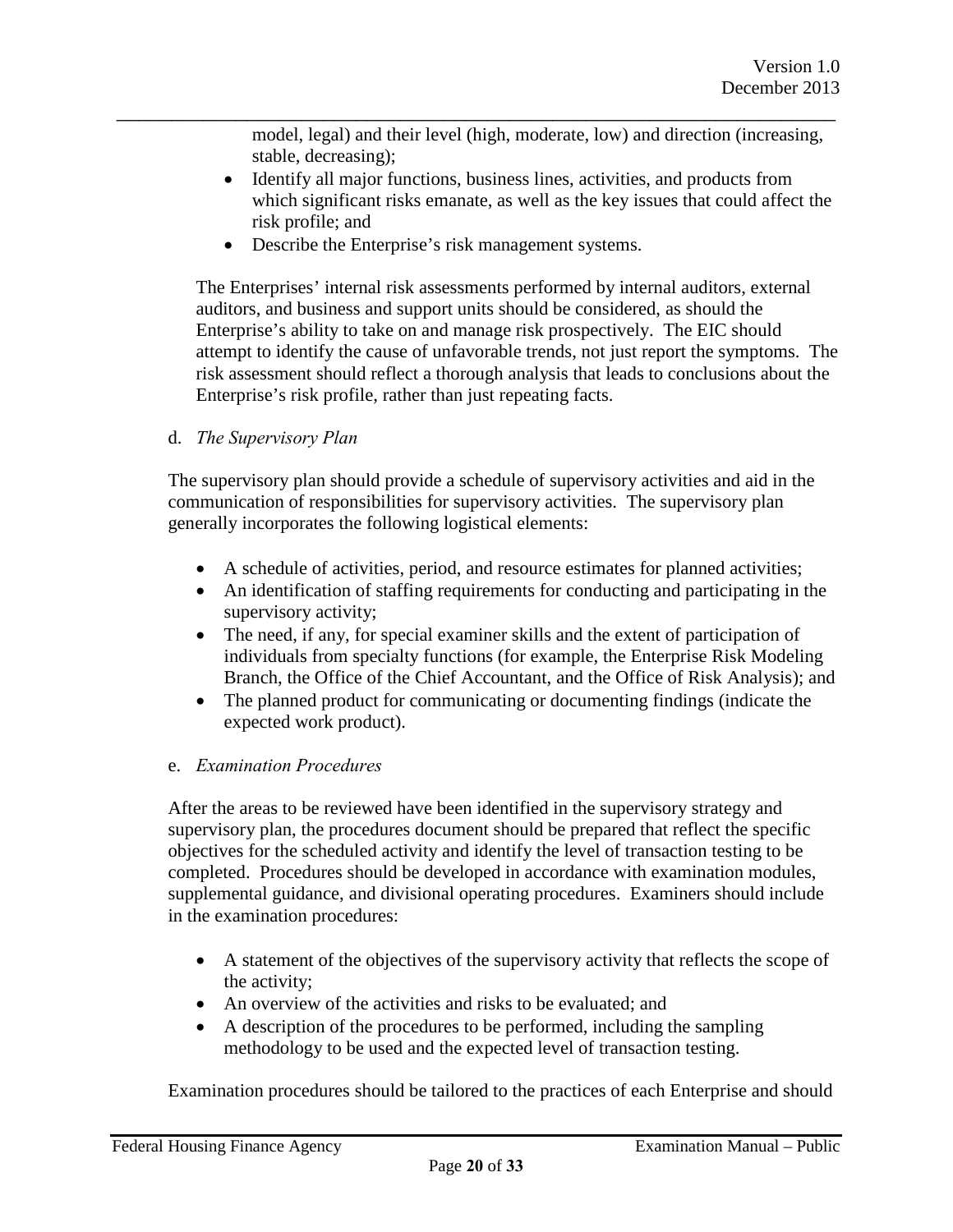model, legal) and their level (high, moderate, low) and direction (increasing, stable, decreasing);
- Identify all major functions, business lines, activities, and products from which significant risks emanate, as well as the key issues that could affect the risk profile; and
- Describe the Enterprise's risk management systems.

The Enterprises' internal risk assessments performed by internal auditors, external auditors, and business and support units should be considered, as should the Enterprise's ability to take on and manage risk prospectively. The EIC should attempt to identify the cause of unfavorable trends, not just report the symptoms. The risk assessment should reflect a thorough analysis that leads to conclusions about the Enterprise's risk profile, rather than just repeating facts.

d. *The Supervisory Plan*

The supervisory plan should provide a schedule of supervisory activities and aid in the communication of responsibilities for supervisory activities. The supervisory plan generally incorporates the following logistical elements:

- A schedule of activities, period, and resource estimates for planned activities;
- An identification of staffing requirements for conducting and participating in the supervisory activity;
- The need, if any, for special examiner skills and the extent of participation of individuals from specialty functions (for example, the Enterprise Risk Modeling Branch, the Office of the Chief Accountant, and the Office of Risk Analysis); and
- The planned product for communicating or documenting findings (indicate the expected work product).

e. *Examination Procedures*

After the areas to be reviewed have been identified in the supervisory strategy and supervisory plan, the procedures document should be prepared that reflect the specific objectives for the scheduled activity and identify the level of transaction testing to be completed. Procedures should be developed in accordance with examination modules, supplemental guidance, and divisional operating procedures. Examiners should include in the examination procedures:

- A statement of the objectives of the supervisory activity that reflects the scope of the activity;
- An overview of the activities and risks to be evaluated; and
- A description of the procedures to be performed, including the sampling methodology to be used and the expected level of transaction testing.

Examination procedures should be tailored to the practices of each Enterprise and should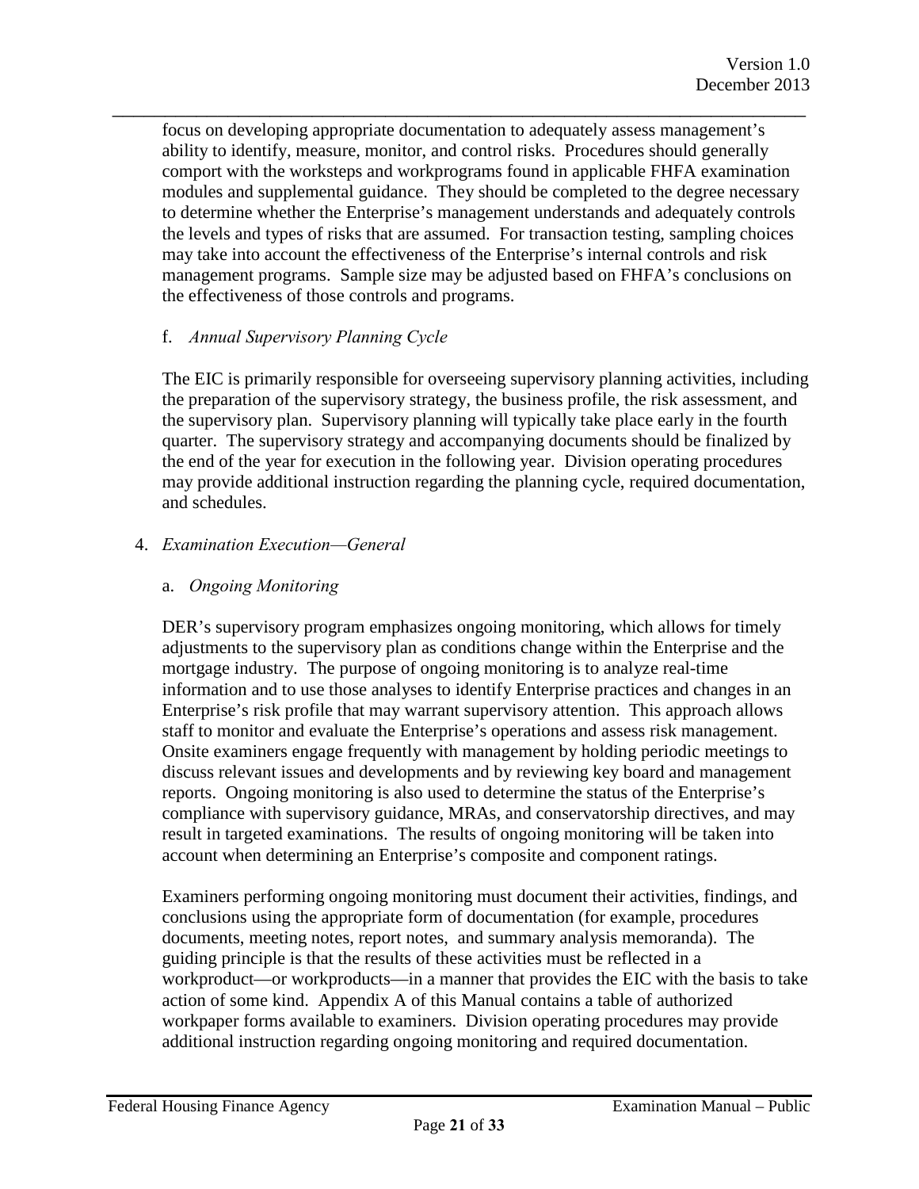focus on developing appropriate documentation to adequately assess management's ability to identify, measure, monitor, and control risks. Procedures should generally comport with the worksteps and workprograms found in applicable FHFA examination modules and supplemental guidance. They should be completed to the degree necessary to determine whether the Enterprise's management understands and adequately controls the levels and types of risks that are assumed. For transaction testing, sampling choices may take into account the effectiveness of the Enterprise's internal controls and risk management programs. Sample size may be adjusted based on FHFA's conclusions on the effectiveness of those controls and programs.

f. *Annual Supervisory Planning Cycle*

The EIC is primarily responsible for overseeing supervisory planning activities, including the preparation of the supervisory strategy, the business profile, the risk assessment, and the supervisory plan. Supervisory planning will typically take place early in the fourth quarter. The supervisory strategy and accompanying documents should be finalized by the end of the year for execution in the following year. Division operating procedures may provide additional instruction regarding the planning cycle, required documentation, and schedules.

4. *Examination Execution—General*

a. *Ongoing Monitoring*

DER's supervisory program emphasizes ongoing monitoring, which allows for timely adjustments to the supervisory plan as conditions change within the Enterprise and the mortgage industry. The purpose of ongoing monitoring is to analyze real-time information and to use those analyses to identify Enterprise practices and changes in an Enterprise's risk profile that may warrant supervisory attention. This approach allows staff to monitor and evaluate the Enterprise's operations and assess risk management. Onsite examiners engage frequently with management by holding periodic meetings to discuss relevant issues and developments and by reviewing key board and management reports. Ongoing monitoring is also used to determine the status of the Enterprise's compliance with supervisory guidance, MRAs, and conservatorship directives, and may result in targeted examinations. The results of ongoing monitoring will be taken into account when determining an Enterprise's composite and component ratings.

Examiners performing ongoing monitoring must document their activities, findings, and conclusions using the appropriate form of documentation (for example, procedures documents, meeting notes, report notes, and summary analysis memoranda). The guiding principle is that the results of these activities must be reflected in a workproduct—or workproducts—in a manner that provides the EIC with the basis to take action of some kind. Appendix A of this Manual contains a table of authorized workpaper forms available to examiners. Division operating procedures may provide additional instruction regarding ongoing monitoring and required documentation.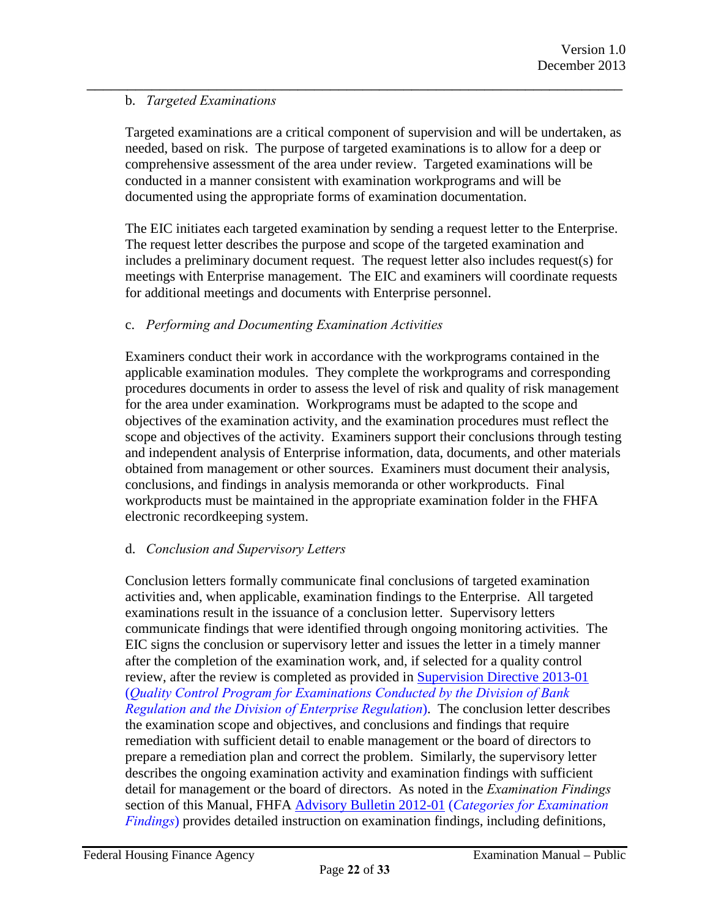b. *Targeted Examinations*

Targeted examinations are a critical component of supervision and will be undertaken, as needed, based on risk. The purpose of targeted examinations is to allow for a deep or comprehensive assessment of the area under review. Targeted examinations will be conducted in a manner consistent with examination workprograms and will be documented using the appropriate forms of examination documentation.

The EIC initiates each targeted examination by sending a request letter to the Enterprise. The request letter describes the purpose and scope of the targeted examination and includes a preliminary document request. The request letter also includes request(s) for meetings with Enterprise management. The EIC and examiners will coordinate requests for additional meetings and documents with Enterprise personnel.

c. *Performing and Documenting Examination Activities*

Examiners conduct their work in accordance with the workprograms contained in the applicable examination modules. They complete the workprograms and corresponding procedures documents in order to assess the level of risk and quality of risk management for the area under examination. Workprograms must be adapted to the scope and objectives of the examination activity, and the examination procedures must reflect the scope and objectives of the activity. Examiners support their conclusions through testing and independent analysis of Enterprise information, data, documents, and other materials obtained from management or other sources. Examiners must document their analysis, conclusions, and findings in analysis memoranda or other workproducts. Final workproducts must be maintained in the appropriate examination folder in the FHFA electronic recordkeeping system.

d. *Conclusion and Supervisory Letters*

Conclusion letters formally communicate final conclusions of targeted examination activities and, when applicable, examination findings to the Enterprise. All targeted examinations result in the issuance of a conclusion letter. Supervisory letters communicate findings that were identified through ongoing monitoring activities. The EIC signs the conclusion or supervisory letter and issues the letter in a timely manner after the completion of the examination work, and, if selected for a quality control review, after the review is completed as provided in Supervision Directive 2013-01 (*Quality Control Program for Examinations Conducted by the Division of Bank Regulation and the Division of Enterprise Regulation*). The conclusion letter describes the examination scope and objectives, and conclusions and findings that require remediation with sufficient detail to enable management or the board of directors to prepare a remediation plan and correct the problem. Similarly, the supervisory letter describes the ongoing examination activity and examination findings with sufficient detail for management or the board of directors. As noted in the *Examination Findings* section of this Manual, FHFA Advisory Bulletin 2012-01 (*Categories for Examination Findings*) provides detailed instruction on examination findings, including definitions,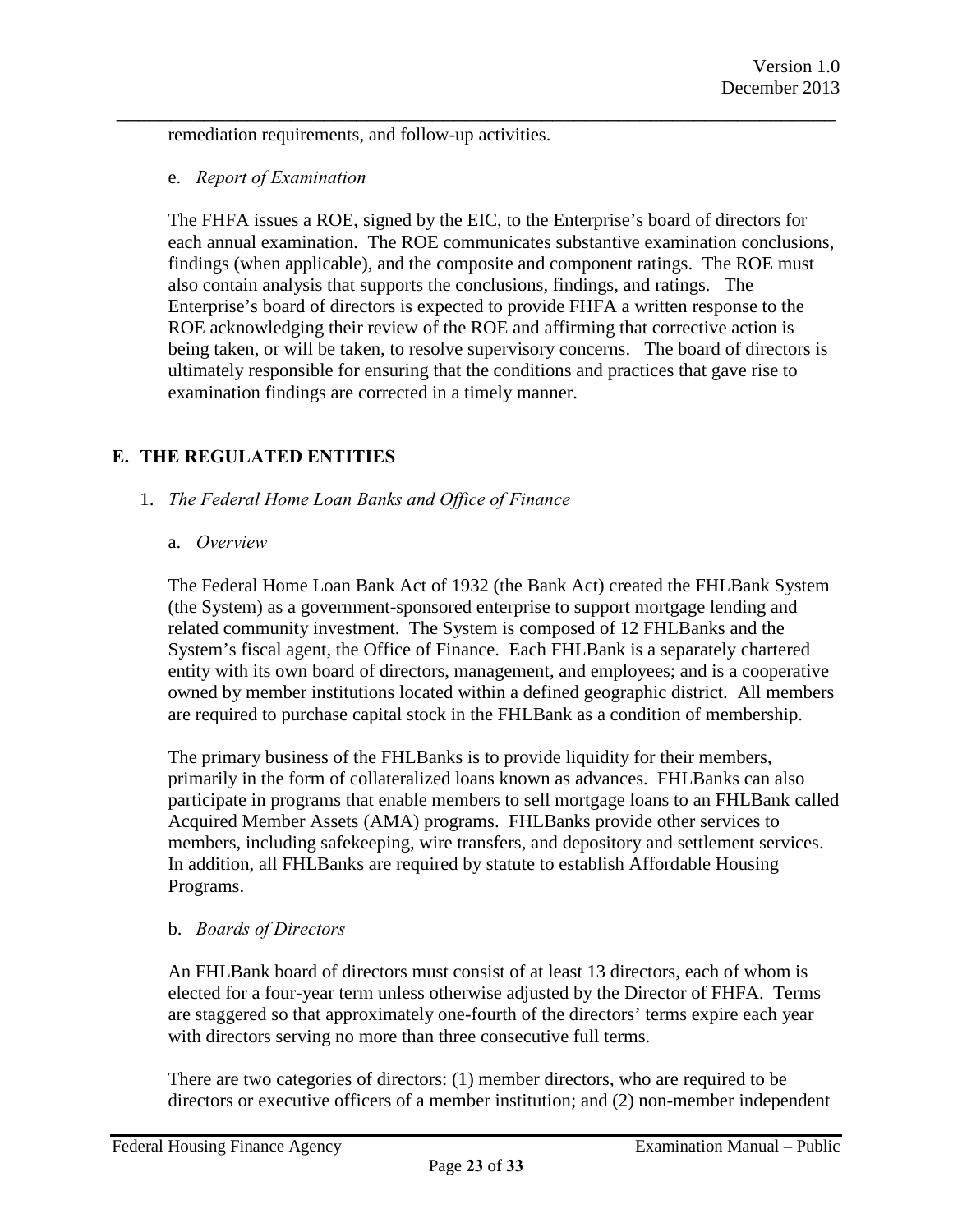remediation requirements, and follow-up activities.

e. *Report of Examination*

The FHFA issues a ROE, signed by the EIC, to the Enterprise's board of directors for each annual examination. The ROE communicates substantive examination conclusions, findings (when applicable), and the composite and component ratings. The ROE must also contain analysis that supports the conclusions, findings, and ratings. The Enterprise's board of directors is expected to provide FHFA a written response to the ROE acknowledging their review of the ROE and affirming that corrective action is being taken, or will be taken, to resolve supervisory concerns. The board of directors is ultimately responsible for ensuring that the conditions and practices that gave rise to examination findings are corrected in a timely manner.

## E. THE REGULATED ENTITIES

1. *The Federal Home Loan Banks and Office of Finance*

a. *Overview*

The Federal Home Loan Bank Act of 1932 (the Bank Act) created the FHLBank System (the System) as a government-sponsored enterprise to support mortgage lending and related community investment. The System is composed of 12 FHLBanks and the System's fiscal agent, the Office of Finance. Each FHLBank is a separately chartered entity with its own board of directors, management, and employees; and is a cooperative owned by member institutions located within a defined geographic district. All members are required to purchase capital stock in the FHLBank as a condition of membership.

The primary business of the FHLBanks is to provide liquidity for their members, primarily in the form of collateralized loans known as advances. FHLBanks can also participate in programs that enable members to sell mortgage loans to an FHLBank called Acquired Member Assets (AMA) programs. FHLBanks provide other services to members, including safekeeping, wire transfers, and depository and settlement services. In addition, all FHLBanks are required by statute to establish Affordable Housing Programs.

b. *Boards of Directors*

An FHLBank board of directors must consist of at least 13 directors, each of whom is elected for a four-year term unless otherwise adjusted by the Director of FHFA. Terms are staggered so that approximately one-fourth of the directors' terms expire each year with directors serving no more than three consecutive full terms.

There are two categories of directors: (1) member directors, who are required to be directors or executive officers of a member institution; and (2) non-member independent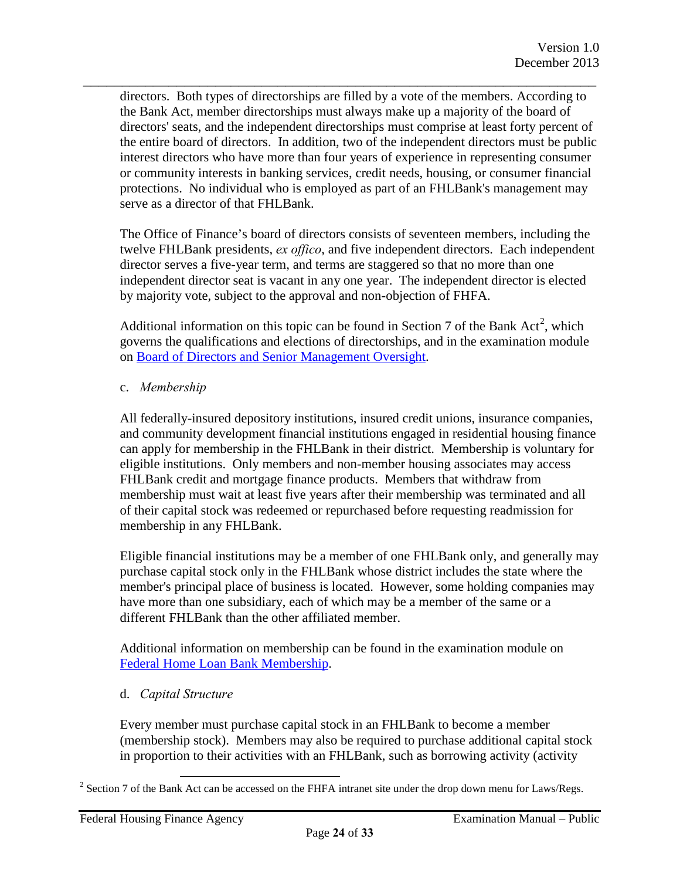directors. Both types of directorships are filled by a vote of the members. According to the Bank Act, member directorships must always make up a majority of the board of directors' seats, and the independent directorships must comprise at least forty percent of the entire board of directors. In addition, two of the independent directors must be public interest directors who have more than four years of experience in representing consumer or community interests in banking services, credit needs, housing, or consumer financial protections. No individual who is employed as part of an FHLBank's management may serve as a director of that FHLBank.

The Office of Finance's board of directors consists of seventeen members, including the twelve FHLBank presidents, *ex offico*, and five independent directors. Each independent director serves a five-year term, and terms are staggered so that no more than one independent director seat is vacant in any one year. The independent director is elected by majority vote, subject to the approval and non-objection of FHFA.

Additional information on this topic can be found in Section 7 of the Bank Act[2], which governs the qualifications and elections of directorships, and in the examination module on Board of Directors and Senior Management Oversight.

c. *Membership*

All federally-insured depository institutions, insured credit unions, insurance companies, and community development financial institutions engaged in residential housing finance can apply for membership in the FHLBank in their district. Membership is voluntary for eligible institutions. Only members and non-member housing associates may access FHLBank credit and mortgage finance products. Members that withdraw from membership must wait at least five years after their membership was terminated and all of their capital stock was redeemed or repurchased before requesting readmission for membership in any FHLBank.

Eligible financial institutions may be a member of one FHLBank only, and generally may purchase capital stock only in the FHLBank whose district includes the state where the member's principal place of business is located. However, some holding companies may have more than one subsidiary, each of which may be a member of the same or a different FHLBank than the other affiliated member.

Additional information on membership can be found in the examination module on Federal Home Loan Bank Membership.

d. *Capital Structure*

Every member must purchase capital stock in an FHLBank to become a member (membership stock). Members may also be required to purchase additional capital stock in proportion to their activities with an FHLBank, such as borrowing activity (activity

---

[2] Section 7 of the Bank Act can be accessed on the FHFA intranet site under the drop down menu for Laws/Regs.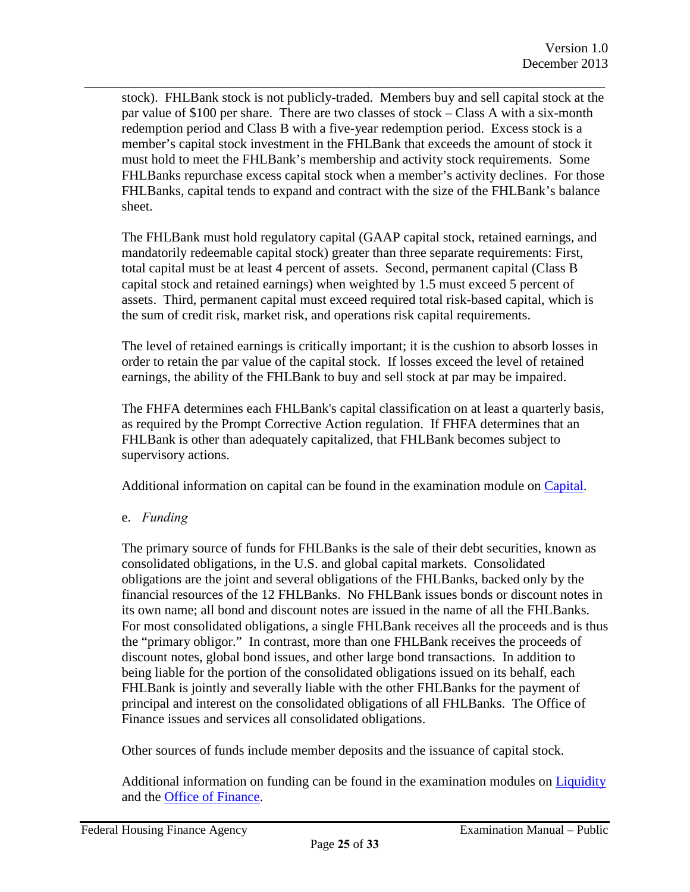stock). FHLBank stock is not publicly-traded. Members buy and sell capital stock at the par value of $100 per share. There are two classes of stock – Class A with a six-month redemption period and Class B with a five-year redemption period. Excess stock is a member's capital stock investment in the FHLBank that exceeds the amount of stock it must hold to meet the FHLBank's membership and activity stock requirements. Some FHLBanks repurchase excess capital stock when a member's activity declines. For those FHLBanks, capital tends to expand and contract with the size of the FHLBank's balance sheet.

The FHLBank must hold regulatory capital (GAAP capital stock, retained earnings, and mandatorily redeemable capital stock) greater than three separate requirements: First, total capital must be at least 4 percent of assets. Second, permanent capital (Class B capital stock and retained earnings) when weighted by 1.5 must exceed 5 percent of assets. Third, permanent capital must exceed required total risk-based capital, which is the sum of credit risk, market risk, and operations risk capital requirements.

The level of retained earnings is critically important; it is the cushion to absorb losses in order to retain the par value of the capital stock. If losses exceed the level of retained earnings, the ability of the FHLBank to buy and sell stock at par may be impaired.

The FHFA determines each FHLBank's capital classification on at least a quarterly basis, as required by the Prompt Corrective Action regulation. If FHFA determines that an FHLBank is other than adequately capitalized, that FHLBank becomes subject to supervisory actions.

Additional information on capital can be found in the examination module on Capital.

e. *Funding*

The primary source of funds for FHLBanks is the sale of their debt securities, known as consolidated obligations, in the U.S. and global capital markets. Consolidated obligations are the joint and several obligations of the FHLBanks, backed only by the financial resources of the 12 FHLBanks. No FHLBank issues bonds or discount notes in its own name; all bond and discount notes are issued in the name of all the FHLBanks. For most consolidated obligations, a single FHLBank receives all the proceeds and is thus the "primary obligor." In contrast, more than one FHLBank receives the proceeds of discount notes, global bond issues, and other large bond transactions. In addition to being liable for the portion of the consolidated obligations issued on its behalf, each FHLBank is jointly and severally liable with the other FHLBanks for the payment of principal and interest on the consolidated obligations of all FHLBanks. The Office of Finance issues and services all consolidated obligations.

Other sources of funds include member deposits and the issuance of capital stock.

Additional information on funding can be found in the examination modules on Liquidity and the Office of Finance.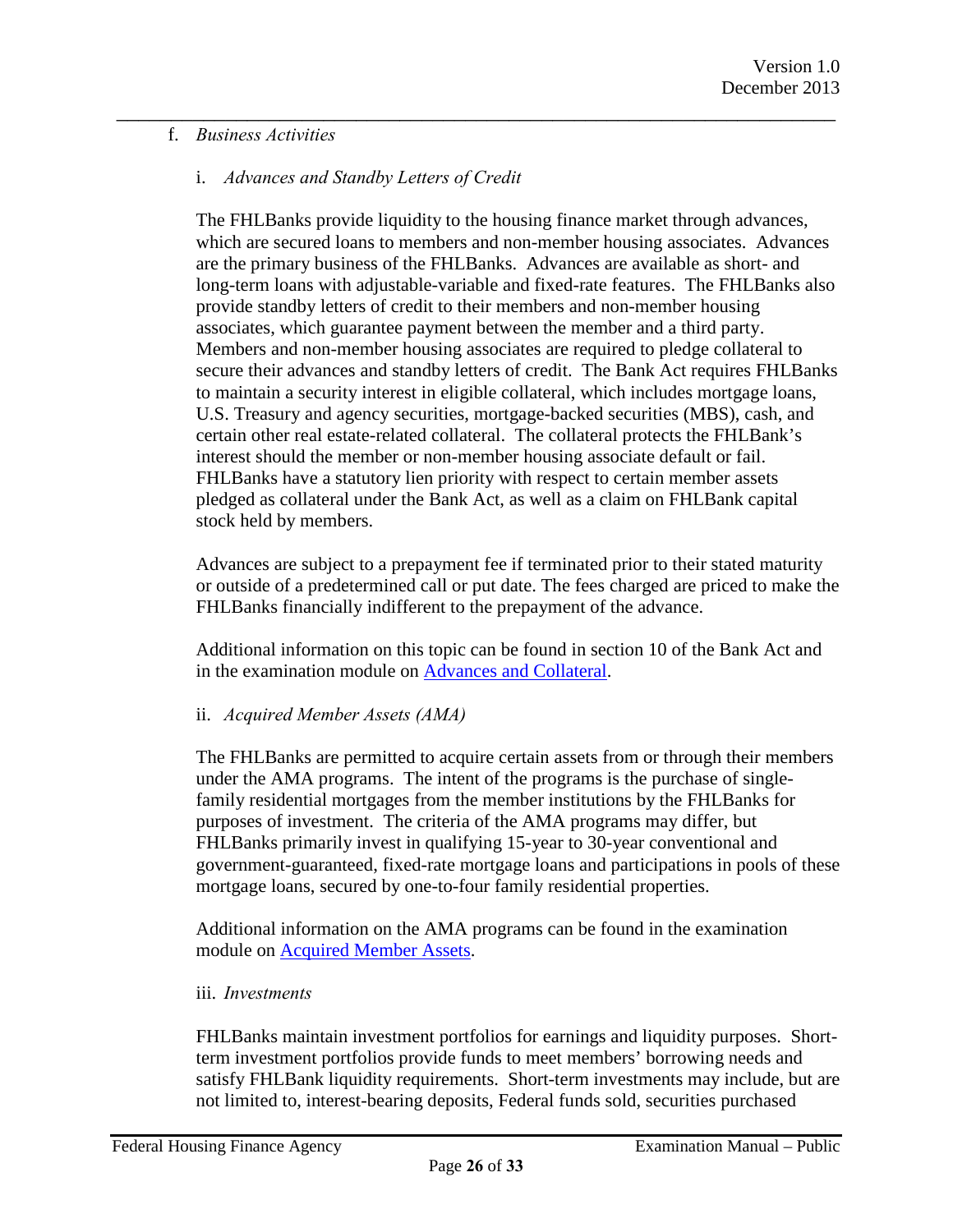f. *Business Activities*

i. *Advances and Standby Letters of Credit*

The FHLBanks provide liquidity to the housing finance market through advances, which are secured loans to members and non-member housing associates. Advances are the primary business of the FHLBanks. Advances are available as short- and long-term loans with adjustable-variable and fixed-rate features. The FHLBanks also provide standby letters of credit to their members and non-member housing associates, which guarantee payment between the member and a third party. Members and non-member housing associates are required to pledge collateral to secure their advances and standby letters of credit. The Bank Act requires FHLBanks to maintain a security interest in eligible collateral, which includes mortgage loans, U.S. Treasury and agency securities, mortgage-backed securities (MBS), cash, and certain other real estate-related collateral. The collateral protects the FHLBank's interest should the member or non-member housing associate default or fail. FHLBanks have a statutory lien priority with respect to certain member assets pledged as collateral under the Bank Act, as well as a claim on FHLBank capital stock held by members.

Advances are subject to a prepayment fee if terminated prior to their stated maturity or outside of a predetermined call or put date. The fees charged are priced to make the FHLBanks financially indifferent to the prepayment of the advance.

Additional information on this topic can be found in section 10 of the Bank Act and in the examination module on Advances and Collateral.

ii. *Acquired Member Assets (AMA)*

The FHLBanks are permitted to acquire certain assets from or through their members under the AMA programs. The intent of the programs is the purchase of single-family residential mortgages from the member institutions by the FHLBanks for purposes of investment. The criteria of the AMA programs may differ, but FHLBanks primarily invest in qualifying 15-year to 30-year conventional and government-guaranteed, fixed-rate mortgage loans and participations in pools of these mortgage loans, secured by one-to-four family residential properties.

Additional information on the AMA programs can be found in the examination module on Acquired Member Assets.

iii. *Investments*

FHLBanks maintain investment portfolios for earnings and liquidity purposes. Short-term investment portfolios provide funds to meet members' borrowing needs and satisfy FHLBank liquidity requirements. Short-term investments may include, but are not limited to, interest-bearing deposits, Federal funds sold, securities purchased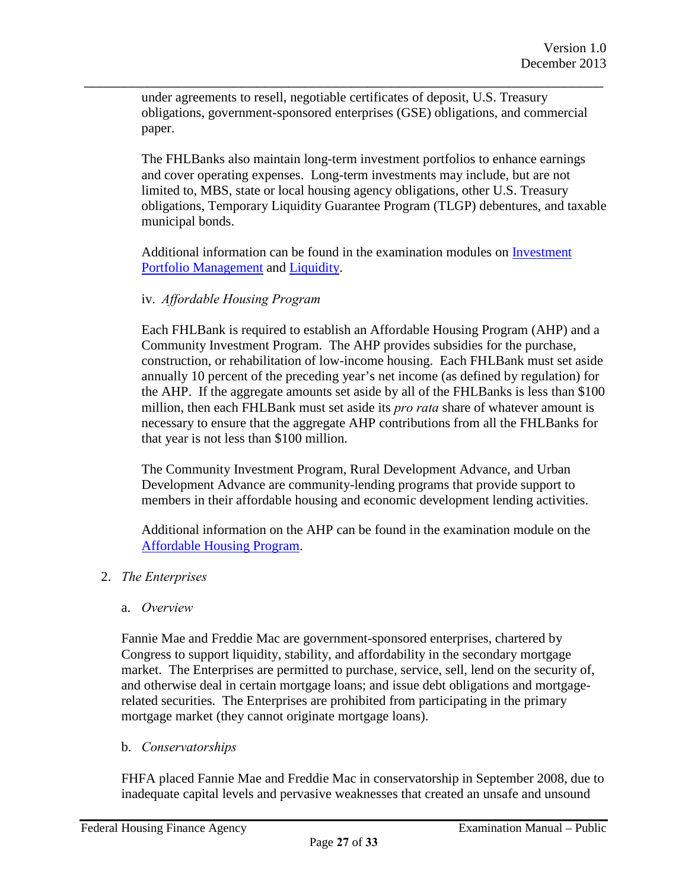under agreements to resell, negotiable certificates of deposit, U.S. Treasury obligations, government-sponsored enterprises (GSE) obligations, and commercial paper.

The FHLBanks also maintain long-term investment portfolios to enhance earnings and cover operating expenses. Long-term investments may include, but are not limited to, MBS, state or local housing agency obligations, other U.S. Treasury obligations, Temporary Liquidity Guarantee Program (TLGP) debentures, and taxable municipal bonds.

Additional information can be found in the examination modules on Investment Portfolio Management and Liquidity.

iv. *Affordable Housing Program*

Each FHLBank is required to establish an Affordable Housing Program (AHP) and a Community Investment Program. The AHP provides subsidies for the purchase, construction, or rehabilitation of low-income housing. Each FHLBank must set aside annually 10 percent of the preceding year's net income (as defined by regulation) for the AHP. If the aggregate amounts set aside by all of the FHLBanks is less than $100 million, then each FHLBank must set aside its *pro rata* share of whatever amount is necessary to ensure that the aggregate AHP contributions from all the FHLBanks for that year is not less than $100 million.

The Community Investment Program, Rural Development Advance, and Urban Development Advance are community-lending programs that provide support to members in their affordable housing and economic development lending activities.

Additional information on the AHP can be found in the examination module on the Affordable Housing Program.

2. *The Enterprises*

a. *Overview*

Fannie Mae and Freddie Mac are government-sponsored enterprises, chartered by Congress to support liquidity, stability, and affordability in the secondary mortgage market. The Enterprises are permitted to purchase, service, sell, lend on the security of, and otherwise deal in certain mortgage loans; and issue debt obligations and mortgage-related securities. The Enterprises are prohibited from participating in the primary mortgage market (they cannot originate mortgage loans).

b. *Conservatorships*

FHFA placed Fannie Mae and Freddie Mac in conservatorship in September 2008, due to inadequate capital levels and pervasive weaknesses that created an unsafe and unsound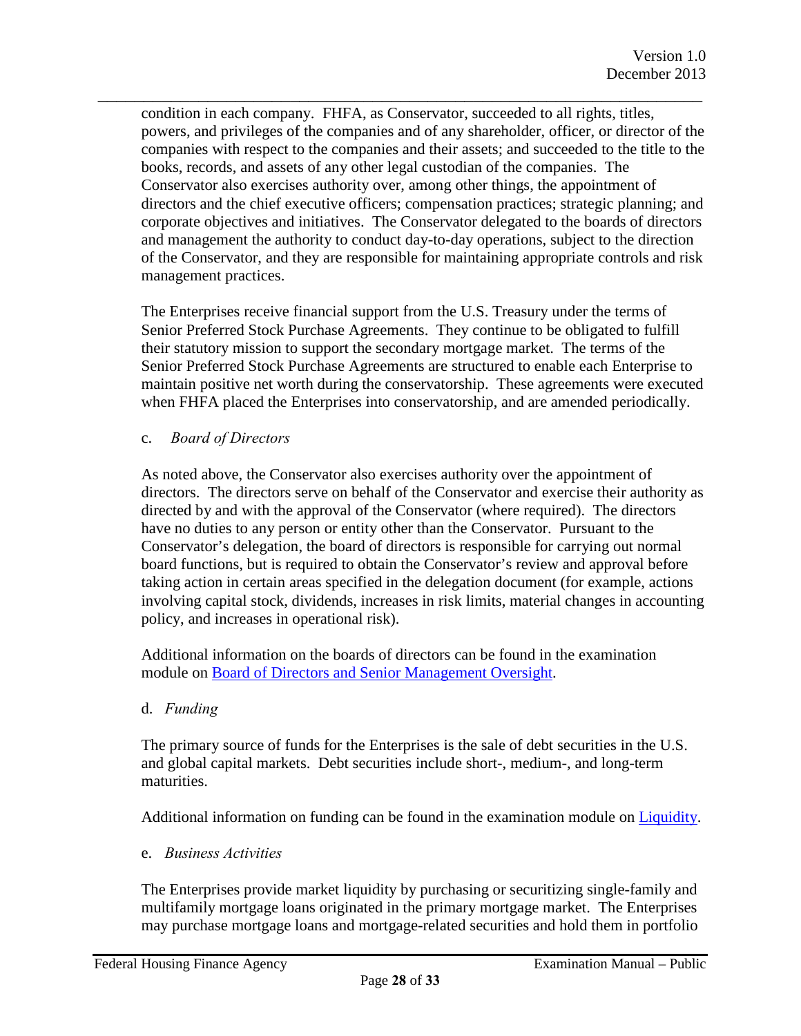condition in each company. FHFA, as Conservator, succeeded to all rights, titles, powers, and privileges of the companies and of any shareholder, officer, or director of the companies with respect to the companies and their assets; and succeeded to the title to the books, records, and assets of any other legal custodian of the companies. The Conservator also exercises authority over, among other things, the appointment of directors and the chief executive officers; compensation practices; strategic planning; and corporate objectives and initiatives. The Conservator delegated to the boards of directors and management the authority to conduct day-to-day operations, subject to the direction of the Conservator, and they are responsible for maintaining appropriate controls and risk management practices.

The Enterprises receive financial support from the U.S. Treasury under the terms of Senior Preferred Stock Purchase Agreements. They continue to be obligated to fulfill their statutory mission to support the secondary mortgage market. The terms of the Senior Preferred Stock Purchase Agreements are structured to enable each Enterprise to maintain positive net worth during the conservatorship. These agreements were executed when FHFA placed the Enterprises into conservatorship, and are amended periodically.

c. *Board of Directors*

As noted above, the Conservator also exercises authority over the appointment of directors. The directors serve on behalf of the Conservator and exercise their authority as directed by and with the approval of the Conservator (where required). The directors have no duties to any person or entity other than the Conservator. Pursuant to the Conservator's delegation, the board of directors is responsible for carrying out normal board functions, but is required to obtain the Conservator's review and approval before taking action in certain areas specified in the delegation document (for example, actions involving capital stock, dividends, increases in risk limits, material changes in accounting policy, and increases in operational risk).

Additional information on the boards of directors can be found in the examination module on Board of Directors and Senior Management Oversight.

d. *Funding*

The primary source of funds for the Enterprises is the sale of debt securities in the U.S. and global capital markets. Debt securities include short-, medium-, and long-term maturities.

Additional information on funding can be found in the examination module on Liquidity.

e. *Business Activities*

The Enterprises provide market liquidity by purchasing or securitizing single-family and multifamily mortgage loans originated in the primary mortgage market. The Enterprises may purchase mortgage loans and mortgage-related securities and hold them in portfolio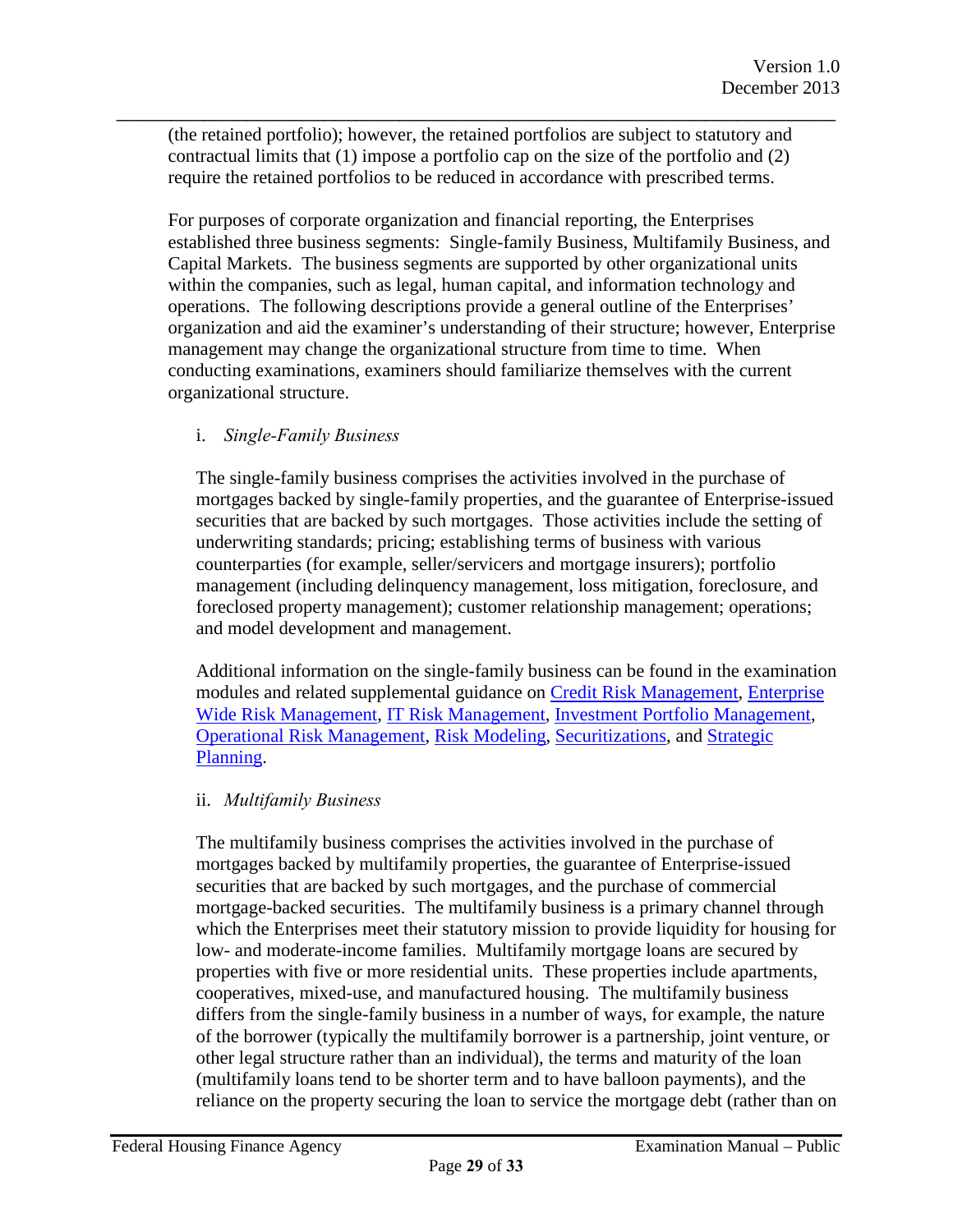(the retained portfolio); however, the retained portfolios are subject to statutory and contractual limits that (1) impose a portfolio cap on the size of the portfolio and (2) require the retained portfolios to be reduced in accordance with prescribed terms.

For purposes of corporate organization and financial reporting, the Enterprises established three business segments: Single-family Business, Multifamily Business, and Capital Markets. The business segments are supported by other organizational units within the companies, such as legal, human capital, and information technology and operations. The following descriptions provide a general outline of the Enterprises' organization and aid the examiner's understanding of their structure; however, Enterprise management may change the organizational structure from time to time. When conducting examinations, examiners should familiarize themselves with the current organizational structure.

i. *Single-Family Business*

The single-family business comprises the activities involved in the purchase of mortgages backed by single-family properties, and the guarantee of Enterprise-issued securities that are backed by such mortgages. Those activities include the setting of underwriting standards; pricing; establishing terms of business with various counterparties (for example, seller/servicers and mortgage insurers); portfolio management (including delinquency management, loss mitigation, foreclosure, and foreclosed property management); customer relationship management; operations; and model development and management.

Additional information on the single-family business can be found in the examination modules and related supplemental guidance on Credit Risk Management, Enterprise Wide Risk Management, IT Risk Management, Investment Portfolio Management, Operational Risk Management, Risk Modeling, Securitizations, and Strategic Planning.

ii. *Multifamily Business*

The multifamily business comprises the activities involved in the purchase of mortgages backed by multifamily properties, the guarantee of Enterprise-issued securities that are backed by such mortgages, and the purchase of commercial mortgage-backed securities. The multifamily business is a primary channel through which the Enterprises meet their statutory mission to provide liquidity for housing for low- and moderate-income families. Multifamily mortgage loans are secured by properties with five or more residential units. These properties include apartments, cooperatives, mixed-use, and manufactured housing. The multifamily business differs from the single-family business in a number of ways, for example, the nature of the borrower (typically the multifamily borrower is a partnership, joint venture, or other legal structure rather than an individual), the terms and maturity of the loan (multifamily loans tend to be shorter term and to have balloon payments), and the reliance on the property securing the loan to service the mortgage debt (rather than on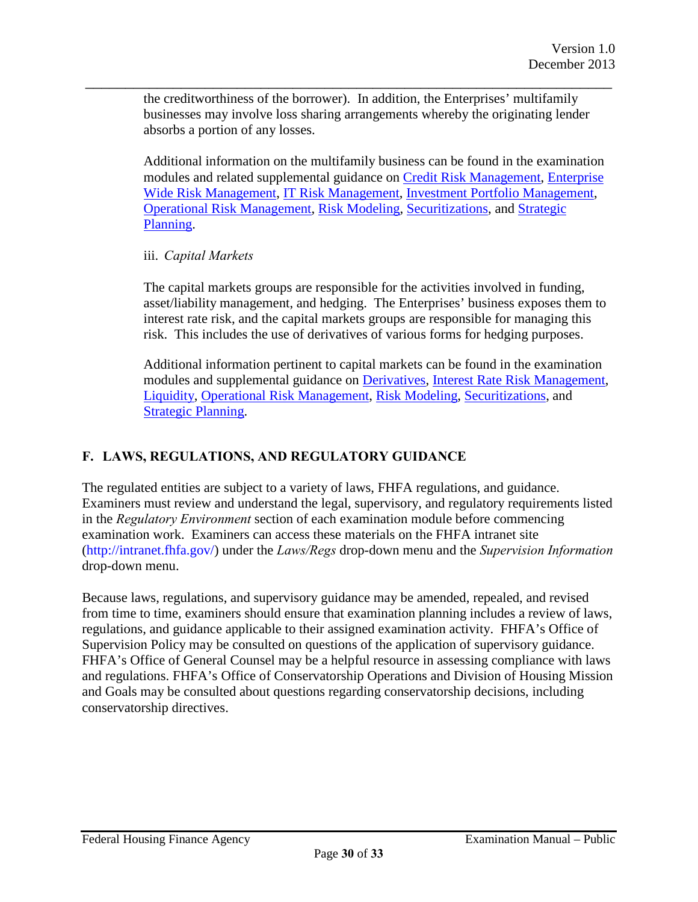the creditworthiness of the borrower). In addition, the Enterprises' multifamily businesses may involve loss sharing arrangements whereby the originating lender absorbs a portion of any losses.

Additional information on the multifamily business can be found in the examination modules and related supplemental guidance on Credit Risk Management, Enterprise Wide Risk Management, IT Risk Management, Investment Portfolio Management, Operational Risk Management, Risk Modeling, Securitizations, and Strategic Planning.

iii. *Capital Markets*

The capital markets groups are responsible for the activities involved in funding, asset/liability management, and hedging. The Enterprises' business exposes them to interest rate risk, and the capital markets groups are responsible for managing this risk. This includes the use of derivatives of various forms for hedging purposes.

Additional information pertinent to capital markets can be found in the examination modules and supplemental guidance on Derivatives, Interest Rate Risk Management, Liquidity, Operational Risk Management, Risk Modeling, Securitizations, and Strategic Planning.

## F. LAWS, REGULATIONS, AND REGULATORY GUIDANCE

The regulated entities are subject to a variety of laws, FHFA regulations, and guidance. Examiners must review and understand the legal, supervisory, and regulatory requirements listed in the *Regulatory Environment* section of each examination module before commencing examination work. Examiners can access these materials on the FHFA intranet site (http://intranet.fhfa.gov/) under the *Laws/Regs* drop-down menu and the *Supervision Information* drop-down menu.

Because laws, regulations, and supervisory guidance may be amended, repealed, and revised from time to time, examiners should ensure that examination planning includes a review of laws, regulations, and guidance applicable to their assigned examination activity. FHFA's Office of Supervision Policy may be consulted on questions of the application of supervisory guidance. FHFA's Office of General Counsel may be a helpful resource in assessing compliance with laws and regulations. FHFA's Office of Conservatorship Operations and Division of Housing Mission and Goals may be consulted about questions regarding conservatorship decisions, including conservatorship directives.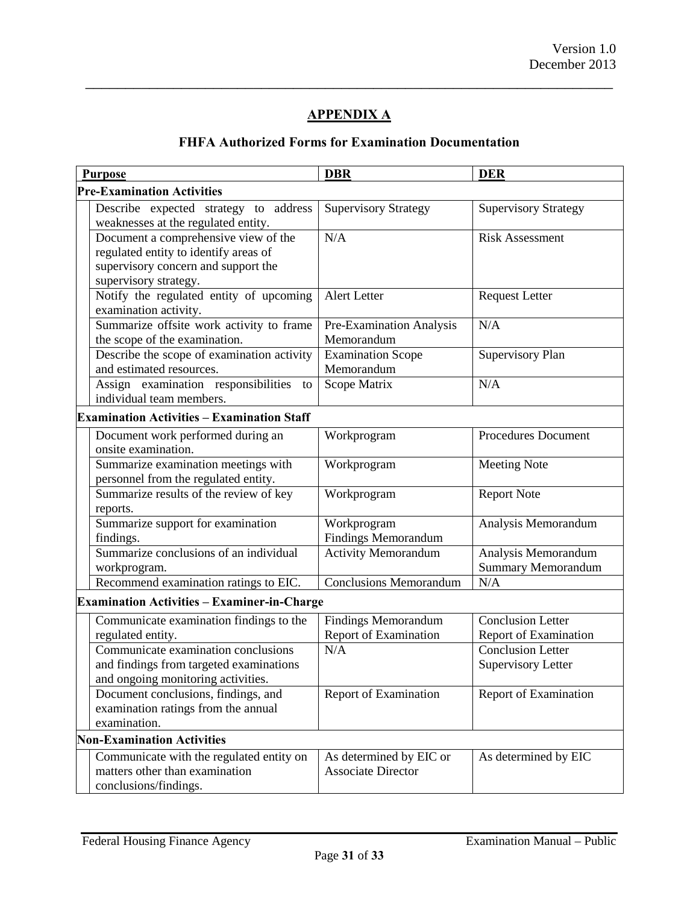## APPENDIX A

### FHFA Authorized Forms for Examination Documentation

| Purpose | DBR | DER |
|---|---|---|
| **Pre-Examination Activities** | | |
| Describe expected strategy to address weaknesses at the regulated entity. | Supervisory Strategy | Supervisory Strategy |
| Document a comprehensive view of the regulated entity to identify areas of supervisory concern and support the supervisory strategy. | N/A | Risk Assessment |
| Notify the regulated entity of upcoming examination activity. | Alert Letter | Request Letter |
| Summarize offsite work activity to frame the scope of the examination. | Pre-Examination Analysis Memorandum | N/A |
| Describe the scope of examination activity and estimated resources. | Examination Scope Memorandum | Supervisory Plan |
| Assign examination responsibilities to individual team members. | Scope Matrix | N/A |
| **Examination Activities – Examination Staff** | | |
| Document work performed during an onsite examination. | Workprogram | Procedures Document |
| Summarize examination meetings with personnel from the regulated entity. | Workprogram | Meeting Note |
| Summarize results of the review of key reports. | Workprogram | Report Note |
| Summarize support for examination findings. | Workprogram<br>Findings Memorandum | Analysis Memorandum |
| Summarize conclusions of an individual workprogram. | Activity Memorandum | Analysis Memorandum<br>Summary Memorandum |
| Recommend examination ratings to EIC. | Conclusions Memorandum | N/A |
| **Examination Activities – Examiner-in-Charge** | | |
| Communicate examination findings to the regulated entity. | Findings Memorandum<br>Report of Examination | Conclusion Letter<br>Report of Examination |
| Communicate examination conclusions and findings from targeted examinations and ongoing monitoring activities. | N/A | Conclusion Letter<br>Supervisory Letter |
| Document conclusions, findings, and examination ratings from the annual examination. | Report of Examination | Report of Examination |
| **Non-Examination Activities** | | |
| Communicate with the regulated entity on matters other than examination conclusions/findings. | As determined by EIC or Associate Director | As determined by EIC |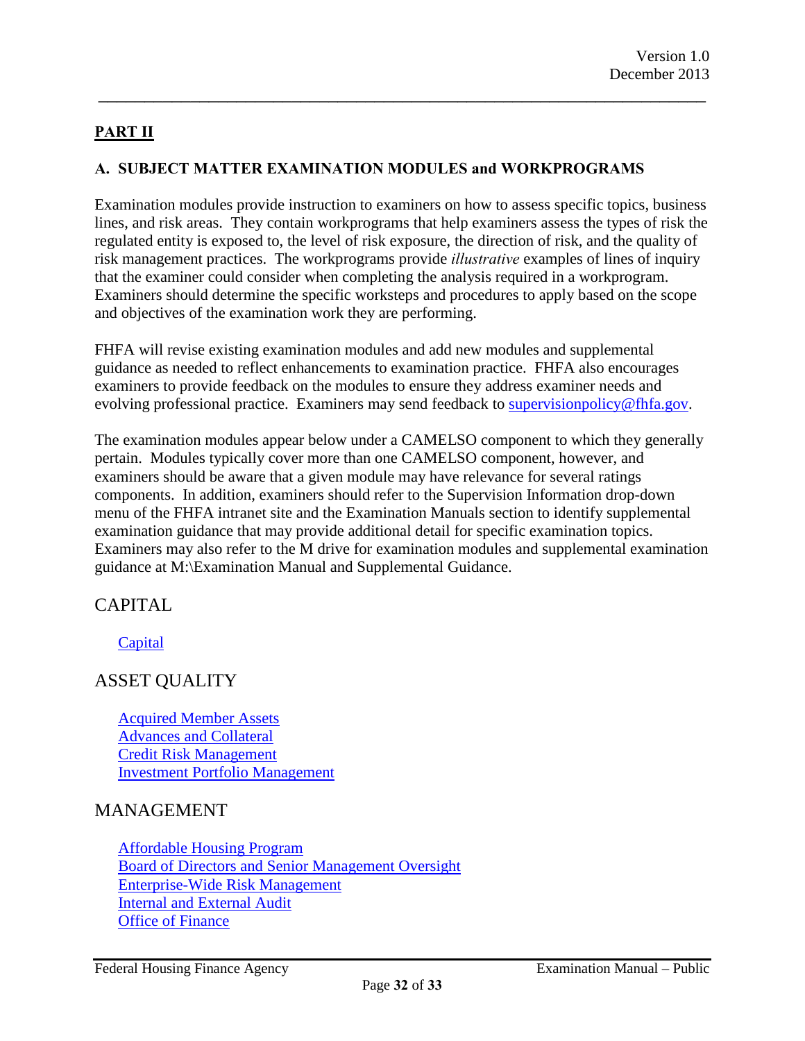## PART II

### A. SUBJECT MATTER EXAMINATION MODULES and WORKPROGRAMS

Examination modules provide instruction to examiners on how to assess specific topics, business lines, and risk areas. They contain workprograms that help examiners assess the types of risk the regulated entity is exposed to, the level of risk exposure, the direction of risk, and the quality of risk management practices. The workprograms provide *illustrative* examples of lines of inquiry that the examiner could consider when completing the analysis required in a workprogram. Examiners should determine the specific worksteps and procedures to apply based on the scope and objectives of the examination work they are performing.

FHFA will revise existing examination modules and add new modules and supplemental guidance as needed to reflect enhancements to examination practice. FHFA also encourages examiners to provide feedback on the modules to ensure they address examiner needs and evolving professional practice. Examiners may send feedback to supervisionpolicy@fhfa.gov.

The examination modules appear below under a CAMELSO component to which they generally pertain. Modules typically cover more than one CAMELSO component, however, and examiners should be aware that a given module may have relevance for several ratings components. In addition, examiners should refer to the Supervision Information drop-down menu of the FHFA intranet site and the Examination Manuals section to identify supplemental examination guidance that may provide additional detail for specific examination topics. Examiners may also refer to the M drive for examination modules and supplemental examination guidance at M:\Examination Manual and Supplemental Guidance.

## CAPITAL

Capital

## ASSET QUALITY

Acquired Member Assets
Advances and Collateral
Credit Risk Management
Investment Portfolio Management

## MANAGEMENT

Affordable Housing Program
Board of Directors and Senior Management Oversight
Enterprise-Wide Risk Management
Internal and External Audit
Office of Finance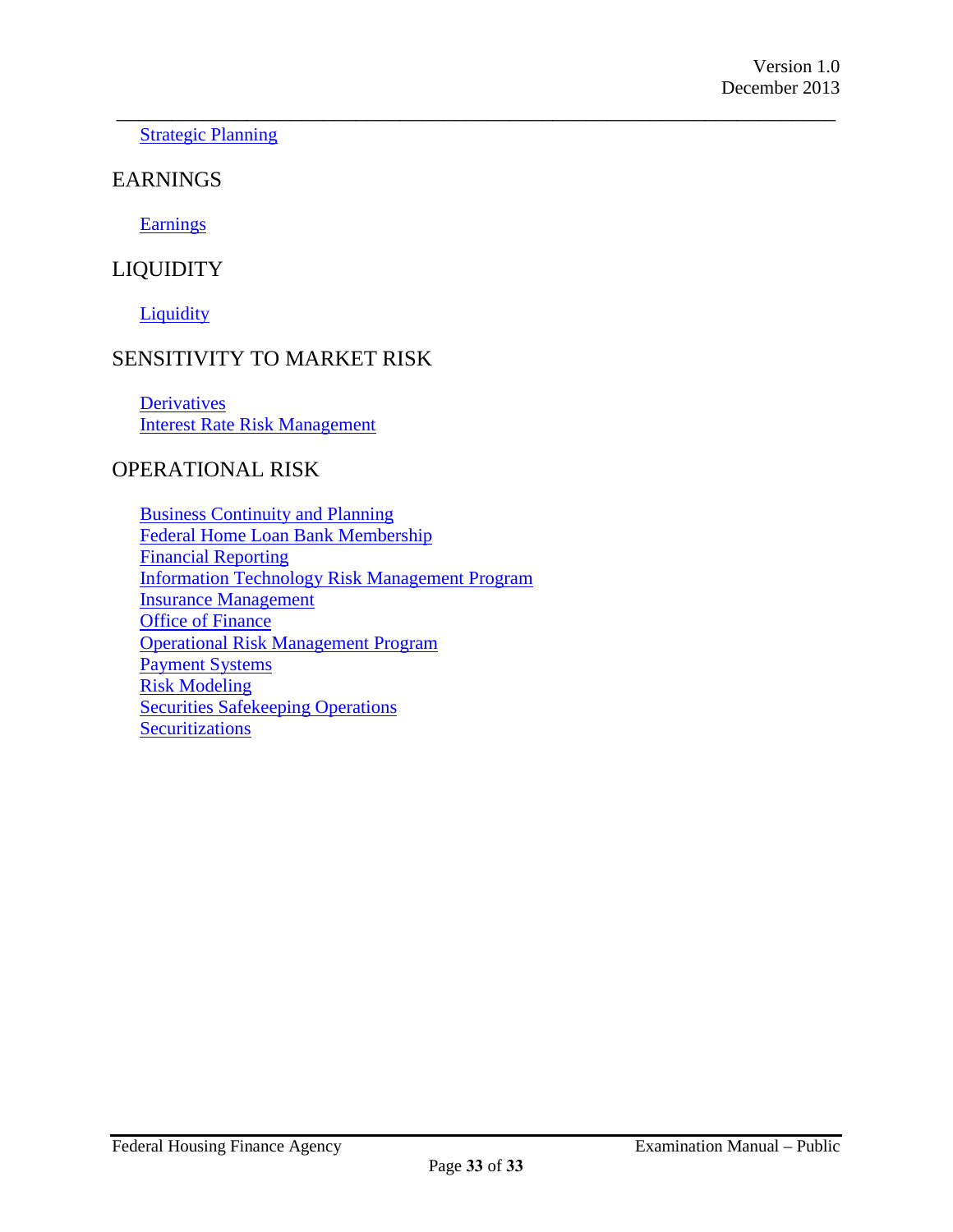Strategic Planning

## EARNINGS

Earnings

## LIQUIDITY

Liquidity

## SENSITIVITY TO MARKET RISK

Derivatives
Interest Rate Risk Management

## OPERATIONAL RISK

Business Continuity and Planning
Federal Home Loan Bank Membership
Financial Reporting
Information Technology Risk Management Program
Insurance Management
Office of Finance
Operational Risk Management Program
Payment Systems
Risk Modeling
Securities Safekeeping Operations
Securitizations